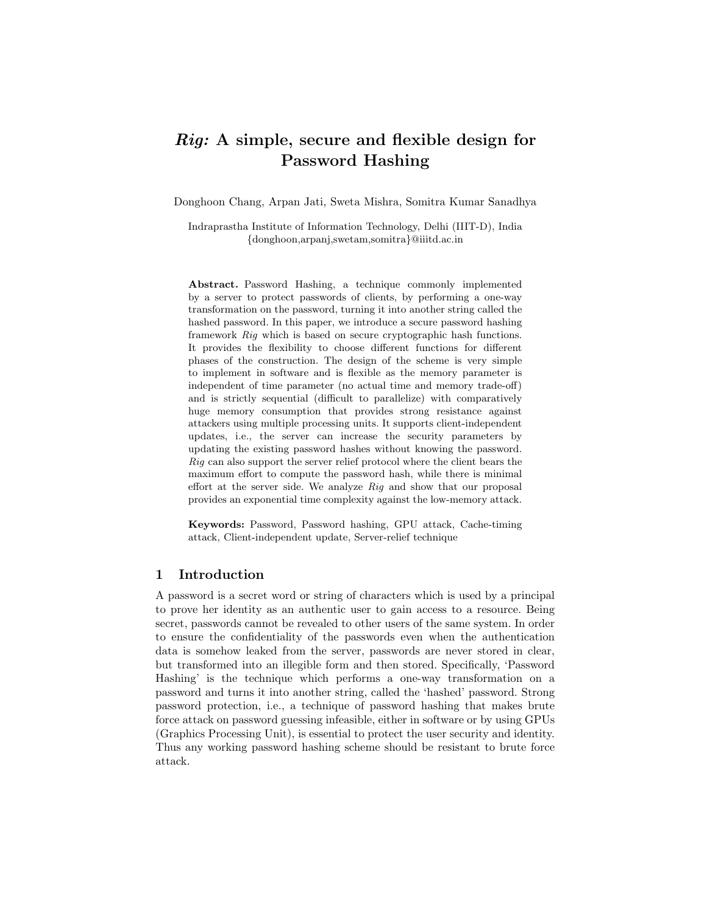# *Rig:* A simple, secure and flexible design for Password Hashing

Donghoon Chang, Arpan Jati, Sweta Mishra, Somitra Kumar Sanadhya

Indraprastha Institute of Information Technology, Delhi (IIIT-D), India
{donghoon,arpanj,swetam,somitra}@iiitd.ac.in

**Abstract.** Password Hashing, a technique commonly implemented by a server to protect passwords of clients, by performing a one-way transformation on the password, turning it into another string called the hashed password. In this paper, we introduce a secure password hashing framework *Rig* which is based on secure cryptographic hash functions. It provides the flexibility to choose different functions for different phases of the construction. The design of the scheme is very simple to implement in software and is flexible as the memory parameter is independent of time parameter (no actual time and memory trade-off) and is strictly sequential (difficult to parallelize) with comparatively huge memory consumption that provides strong resistance against attackers using multiple processing units. It supports client-independent updates, i.e., the server can increase the security parameters by updating the existing password hashes without knowing the password. *Rig* can also support the server relief protocol where the client bears the maximum effort to compute the password hash, while there is minimal effort at the server side. We analyze *Rig* and show that our proposal provides an exponential time complexity against the low-memory attack.

**Keywords:** Password, Password hashing, GPU attack, Cache-timing attack, Client-independent update, Server-relief technique

## 1 Introduction

A password is a secret word or string of characters which is used by a principal to prove her identity as an authentic user to gain access to a resource. Being secret, passwords cannot be revealed to other users of the same system. In order to ensure the confidentiality of the passwords even when the authentication data is somehow leaked from the server, passwords are never stored in clear, but transformed into an illegible form and then stored. Specifically, 'Password Hashing' is the technique which performs a one-way transformation on a password and turns it into another string, called the 'hashed' password. Strong password protection, i.e., a technique of password hashing that makes brute force attack on password guessing infeasible, either in software or by using GPUs (Graphics Processing Unit), is essential to protect the user security and identity. Thus any working password hashing scheme should be resistant to brute force attack.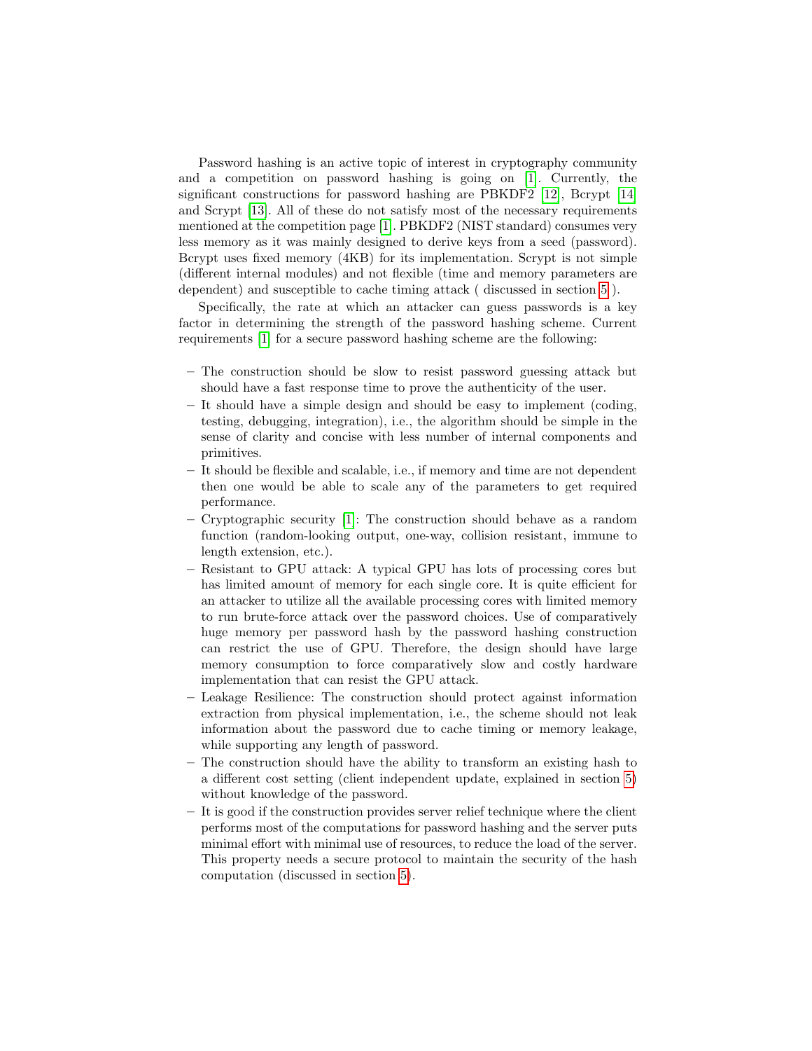Password hashing is an active topic of interest in cryptography community and a competition on password hashing is going on [1]. Currently, the significant constructions for password hashing are PBKDF2 [12], Bcrypt [14] and Scrypt [13]. All of these do not satisfy most of the necessary requirements mentioned at the competition page [1]. PBKDF2 (NIST standard) consumes very less memory as it was mainly designed to derive keys from a seed (password). Bcrypt uses fixed memory (4KB) for its implementation. Scrypt is not simple (different internal modules) and not flexible (time and memory parameters are dependent) and susceptible to cache timing attack ( discussed in section 5 ).

Specifically, the rate at which an attacker can guess passwords is a key factor in determining the strength of the password hashing scheme. Current requirements [1] for a secure password hashing scheme are the following:

- The construction should be slow to resist password guessing attack but should have a fast response time to prove the authenticity of the user.
- It should have a simple design and should be easy to implement (coding, testing, debugging, integration), i.e., the algorithm should be simple in the sense of clarity and concise with less number of internal components and primitives.
- It should be flexible and scalable, i.e., if memory and time are not dependent then one would be able to scale any of the parameters to get required performance.
- Cryptographic security [1]: The construction should behave as a random function (random-looking output, one-way, collision resistant, immune to length extension, etc.).
- Resistant to GPU attack: A typical GPU has lots of processing cores but has limited amount of memory for each single core. It is quite efficient for an attacker to utilize all the available processing cores with limited memory to run brute-force attack over the password choices. Use of comparatively huge memory per password hash by the password hashing construction can restrict the use of GPU. Therefore, the design should have large memory consumption to force comparatively slow and costly hardware implementation that can resist the GPU attack.
- Leakage Resilience: The construction should protect against information extraction from physical implementation, i.e., the scheme should not leak information about the password due to cache timing or memory leakage, while supporting any length of password.
- The construction should have the ability to transform an existing hash to a different cost setting (client independent update, explained in section 5) without knowledge of the password.
- It is good if the construction provides server relief technique where the client performs most of the computations for password hashing and the server puts minimal effort with minimal use of resources, to reduce the load of the server. This property needs a secure protocol to maintain the security of the hash computation (discussed in section 5).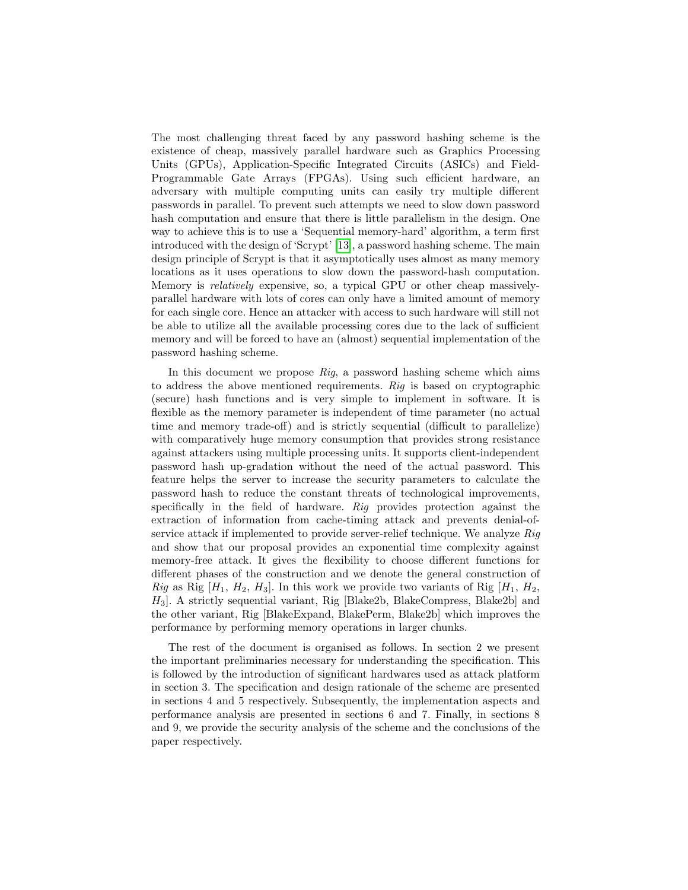The most challenging threat faced by any password hashing scheme is the existence of cheap, massively parallel hardware such as Graphics Processing Units (GPUs), Application-Specific Integrated Circuits (ASICs) and Field-Programmable Gate Arrays (FPGAs). Using such efficient hardware, an adversary with multiple computing units can easily try multiple different passwords in parallel. To prevent such attempts we need to slow down password hash computation and ensure that there is little parallelism in the design. One way to achieve this is to use a 'Sequential memory-hard' algorithm, a term first introduced with the design of 'Scrypt' [13], a password hashing scheme. The main design principle of Scrypt is that it asymptotically uses almost as many memory locations as it uses operations to slow down the password-hash computation. Memory is *relatively* expensive, so, a typical GPU or other cheap massively-parallel hardware with lots of cores can only have a limited amount of memory for each single core. Hence an attacker with access to such hardware will still not be able to utilize all the available processing cores due to the lack of sufficient memory and will be forced to have an (almost) sequential implementation of the password hashing scheme.

In this document we propose *Rig*, a password hashing scheme which aims to address the above mentioned requirements. *Rig* is based on cryptographic (secure) hash functions and is very simple to implement in software. It is flexible as the memory parameter is independent of time parameter (no actual time and memory trade-off) and is strictly sequential (difficult to parallelize) with comparatively huge memory consumption that provides strong resistance against attackers using multiple processing units. It supports client-independent password hash up-gradation without the need of the actual password. This feature helps the server to increase the security parameters to calculate the password hash to reduce the constant threats of technological improvements, specifically in the field of hardware. *Rig* provides protection against the extraction of information from cache-timing attack and prevents denial-of-service attack if implemented to provide server-relief technique. We analyze *Rig* and show that our proposal provides an exponential time complexity against memory-free attack. It gives the flexibility to choose different functions for different phases of the construction and we denote the general construction of *Rig* as Rig [$H_1$, $H_2$, $H_3$]. In this work we provide two variants of Rig [$H_1$, $H_2$, $H_3$]. A strictly sequential variant, Rig [Blake2b, BlakeCompress, Blake2b] and the other variant, Rig [BlakeExpand, BlakePerm, Blake2b] which improves the performance by performing memory operations in larger chunks.

The rest of the document is organised as follows. In section 2 we present the important preliminaries necessary for understanding the specification. This is followed by the introduction of significant hardwares used as attack platform in section 3. The specification and design rationale of the scheme are presented in sections 4 and 5 respectively. Subsequently, the implementation aspects and performance analysis are presented in sections 6 and 7. Finally, in sections 8 and 9, we provide the security analysis of the scheme and the conclusions of the paper respectively.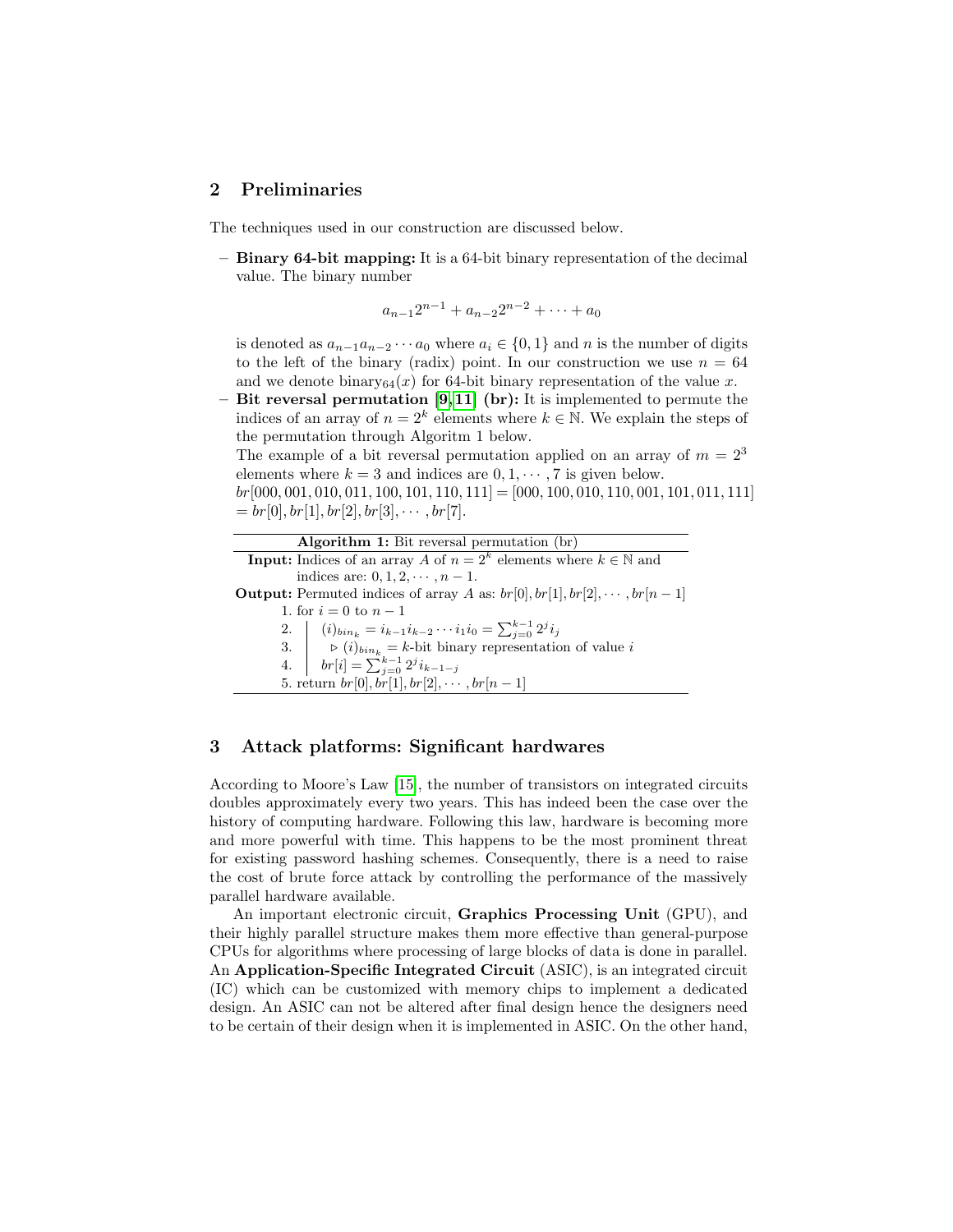## 2 Preliminaries

The techniques used in our construction are discussed below.

- **Binary 64-bit mapping:** It is a 64-bit binary representation of the decimal value. The binary number

$$a_{n-1}2^{n-1} + a_{n-2}2^{n-2} + \cdots + a_0$$

  is denoted as $a_{n-1}a_{n-2}\cdots a_0$ where $a_i \in \{0,1\}$ and $n$ is the number of digits to the left of the binary (radix) point. In our construction we use $n = 64$ and we denote $\text{binary}_{64}(x)$ for 64-bit binary representation of the value $x$.
- **Bit reversal permutation [9,11] (br):** It is implemented to permute the indices of an array of $n = 2^k$ elements where $k \in \mathbb{N}$. We explain the steps of the permutation through Algoritm 1 below.
  The example of a bit reversal permutation applied on an array of $m = 2^3$ elements where $k = 3$ and indices are $0, 1, \cdots, 7$ is given below.
  $br[000, 001, 010, 011, 100, 101, 110, 111] = [000, 100, 010, 110, 001, 101, 011, 111]$ $= br[0], br[1], br[2], br[3], \cdots, br[7]$.

**Algorithm 1:** Bit reversal permutation (br)

**Input:** Indices of an array $A$ of $n = 2^k$ elements where $k \in \mathbb{N}$ and indices are: $0, 1, 2, \cdots, n-1$.
**Output:** Permuted indices of array $A$ as: $br[0], br[1], br[2], \cdots, br[n-1]$

1. for $i = 0$ to $n - 1$
2. $\quad (i)_{bin_k} = i_{k-1}i_{k-2}\cdots i_1 i_0 = \sum_{j=0}^{k-1} 2^j i_j$
3. $\quad \triangleright (i)_{bin_k} = k$-bit binary representation of value $i$
4. $\quad br[i] = \sum_{j=0}^{k-1} 2^j i_{k-1-j}$
5. return $br[0], br[1], br[2], \cdots, br[n-1]$

## 3 Attack platforms: Significant hardwares

According to Moore's Law [15], the number of transistors on integrated circuits doubles approximately every two years. This has indeed been the case over the history of computing hardware. Following this law, hardware is becoming more and more powerful with time. This happens to be the most prominent threat for existing password hashing schemes. Consequently, there is a need to raise the cost of brute force attack by controlling the performance of the massively parallel hardware available.

An important electronic circuit, **Graphics Processing Unit** (GPU), and their highly parallel structure makes them more effective than general-purpose CPUs for algorithms where processing of large blocks of data is done in parallel. An **Application-Specific Integrated Circuit** (ASIC), is an integrated circuit (IC) which can be customized with memory chips to implement a dedicated design. An ASIC can not be altered after final design hence the designers need to be certain of their design when it is implemented in ASIC. On the other hand,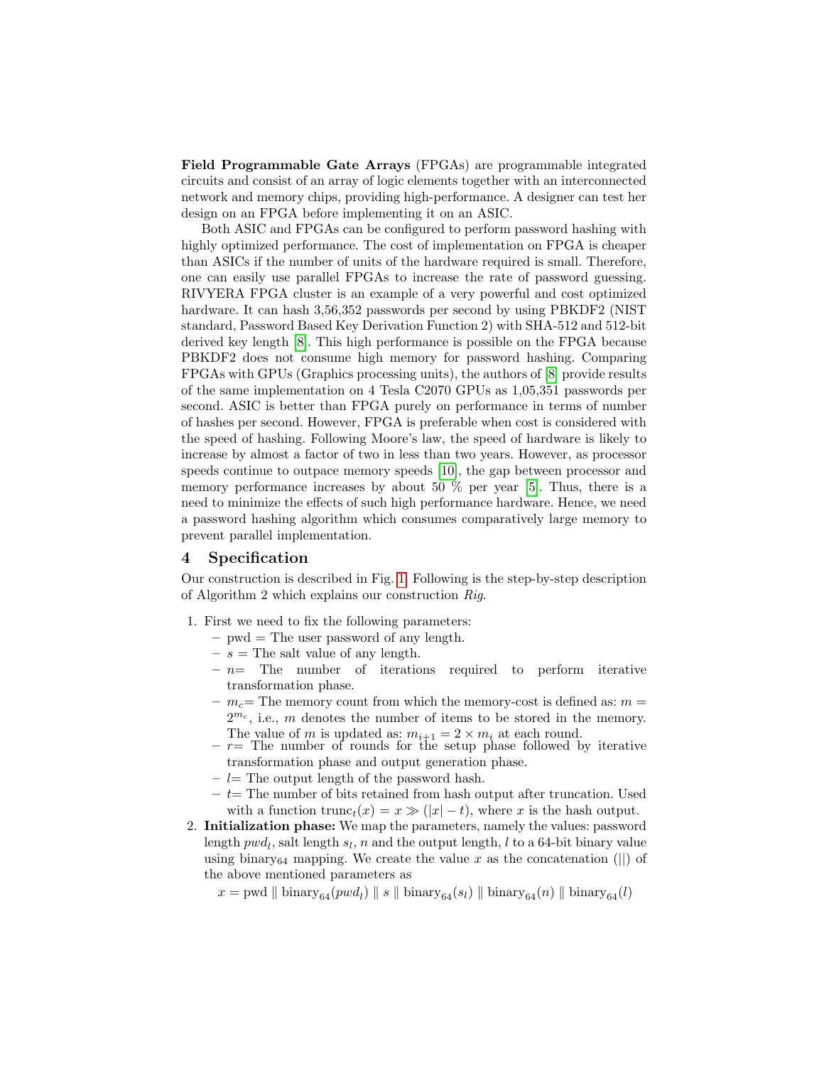**Field Programmable Gate Arrays** (FPGAs) are programmable integrated circuits and consist of an array of logic elements together with an interconnected network and memory chips, providing high-performance. A designer can test her design on an FPGA before implementing it on an ASIC.

Both ASIC and FPGAs can be configured to perform password hashing with highly optimized performance. The cost of implementation on FPGA is cheaper than ASICs if the number of units of the hardware required is small. Therefore, one can easily use parallel FPGAs to increase the rate of password guessing. RIVYERA FPGA cluster is an example of a very powerful and cost optimized hardware. It can hash 3,56,352 passwords per second by using PBKDF2 (NIST standard, Password Based Key Derivation Function 2) with SHA-512 and 512-bit derived key length [8]. This high performance is possible on the FPGA because PBKDF2 does not consume high memory for password hashing. Comparing FPGAs with GPUs (Graphics processing units), the authors of [8] provide results of the same implementation on 4 Tesla C2070 GPUs as 1,05,351 passwords per second. ASIC is better than FPGA purely on performance in terms of number of hashes per second. However, FPGA is preferable when cost is considered with the speed of hashing. Following Moore's law, the speed of hardware is likely to increase by almost a factor of two in less than two years. However, as processor speeds continue to outpace memory speeds [10], the gap between processor and memory performance increases by about 50 % per year [5]. Thus, there is a need to minimize the effects of such high performance hardware. Hence, we need a password hashing algorithm which consumes comparatively large memory to prevent parallel implementation.

## 4 Specification

Our construction is described in Fig. 1. Following is the step-by-step description of Algorithm 2 which explains our construction *Rig*.

1. First we need to fix the following parameters:
   - pwd = The user password of any length.
   - $s$ = The salt value of any length.
   - $n$= The number of iterations required to perform iterative transformation phase.
   - $m_c$= The memory count from which the memory-cost is defined as: $m = 2^{m_c}$, i.e., $m$ denotes the number of items to be stored in the memory. The value of $m$ is updated as: $m_{i+1} = 2 \times m_i$ at each round.
   - $r$= The number of rounds for the setup phase followed by iterative transformation phase and output generation phase.
   - $l$= The output length of the password hash.
   - $t$= The number of bits retained from hash output after truncation. Used with a function $\text{trunc}_t(x) = x \gg (|x| - t)$, where $x$ is the hash output.
2. **Initialization phase:** We map the parameters, namely the values: password length $pwd_l$, salt length $s_l$, $n$ and the output length, $l$ to a 64-bit binary value using $\text{binary}_{64}$ mapping. We create the value $x$ as the concatenation ($||$) of the above mentioned parameters as

   $$x = \text{pwd} \parallel \text{binary}_{64}(pwd_l) \parallel s \parallel \text{binary}_{64}(s_l) \parallel \text{binary}_{64}(n) \parallel \text{binary}_{64}(l)$$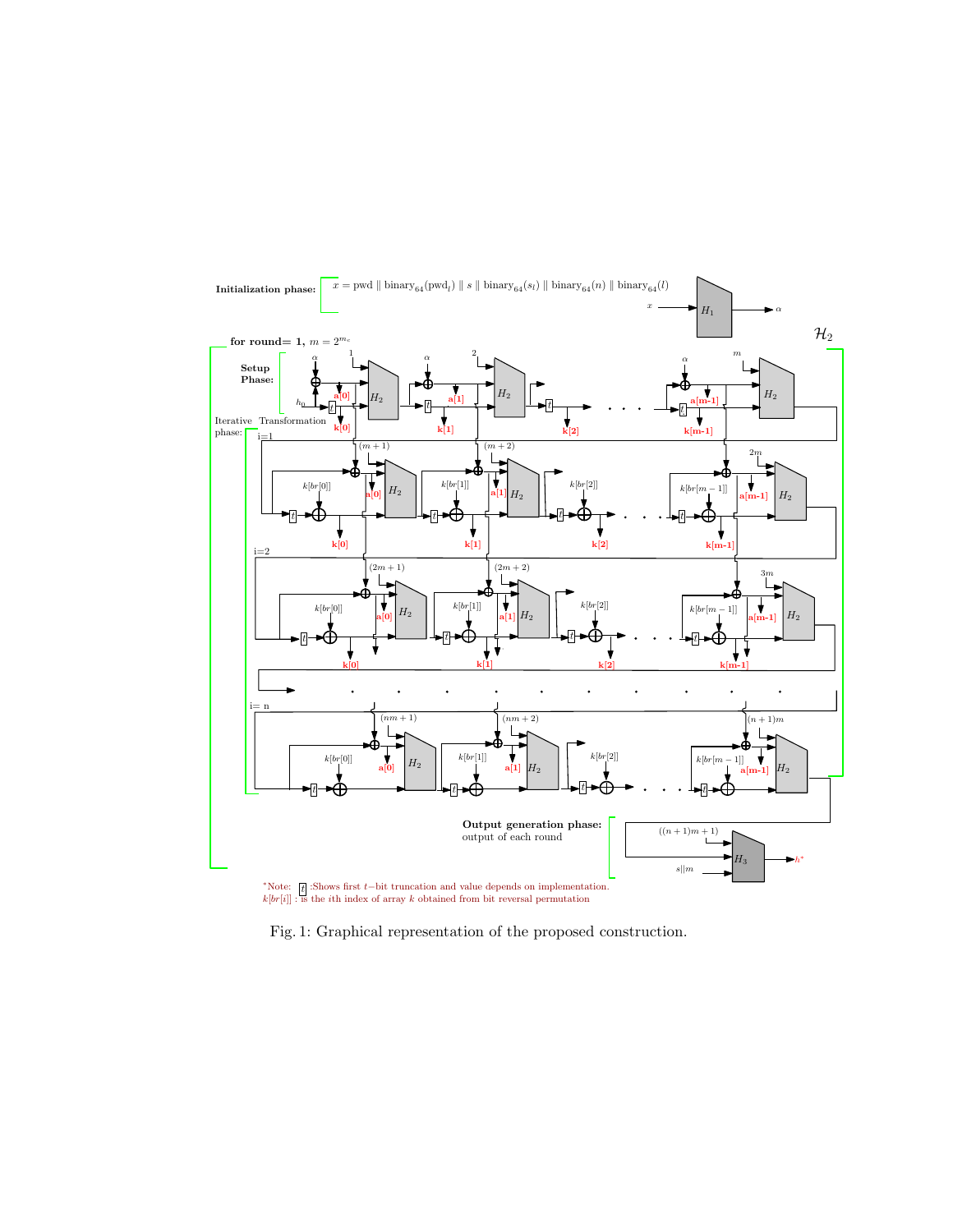**Initialization phase:** $x = \text{pwd} \parallel \text{binary}_{64}(\text{pwd}_l) \parallel s \parallel \text{binary}_{64}(s_l) \parallel \text{binary}_{64}(n) \parallel \text{binary}_{64}(l)$

**for round= 1,** $m = 2^{m_c}$

**Setup Phase:**

Iterative Transformation phase:

**Output generation phase:** output of each round

*Note: $t$ :Shows first $t-$bit truncation and value depends on implementation.
$k[br[i]]$ : is the $i$th index of array $k$ obtained from bit reversal permutation

Fig. 1: Graphical representation of the proposed construction.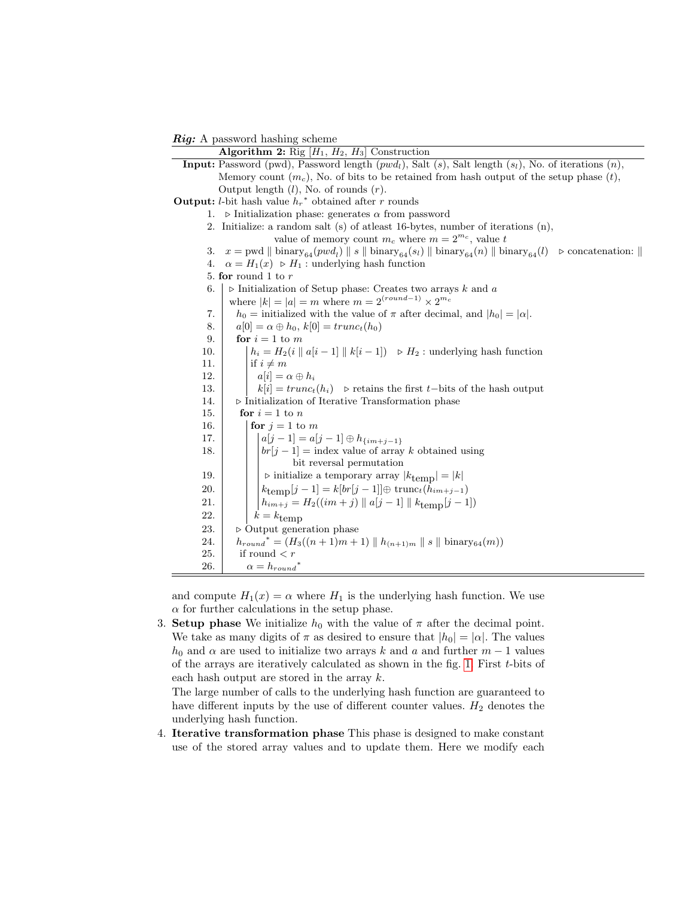***Rig:*** A password hashing scheme

**Algorithm 2:** Rig $[H_1, H_2, H_3]$ Construction

**Input:** Password (pwd), Password length ($pwd_l$), Salt ($s$), Salt length ($s_l$), No. of iterations ($n$), Memory count ($m_c$), No. of bits to be retained from hash output of the setup phase ($t$), Output length ($l$), No. of rounds ($r$).

**Output:** $l$-bit hash value $h_r{}^*$ obtained after $r$ rounds

```
1.  ▷ Initialization phase: generates α from password
2.  Initialize: a random salt (s) of atleast 16-bytes, number of iterations (n),
        value of memory count m_c where m = 2^{m_c}, value t
3.  x = pwd ‖ binary_64(pwd_l) ‖ s ‖ binary_64(s_l) ‖ binary_64(n) ‖ binary_64(l)   ▷ concatenation: ‖
4.  α = H_1(x)  ▷ H_1 : underlying hash function
5.  for round 1 to r
6.  |  ▷ Initialization of Setup phase: Creates two arrays k and a
    |  where |k| = |a| = m where m = 2^{(round−1)} × 2^{m_c}
7.  |  h_0 = initialized with the value of π after decimal, and |h_0| = |α|.
8.  |  a[0] = α ⊕ h_0, k[0] = trunc_t(h_0)
9.  |  for i = 1 to m
10. |  |  h_i = H_2(i ‖ a[i − 1] ‖ k[i − 1])   ▷ H_2 : underlying hash function
11. |  |  if i ≠ m
12. |  |    a[i] = α ⊕ h_i
13. |  |    k[i] = trunc_t(h_i)   ▷ retains the first t−bits of the hash output
14. |  ▷ Initialization of Iterative Transformation phase
15. |  for i = 1 to n
16. |  |  for j = 1 to m
17. |  |  |  a[j − 1] = a[j − 1] ⊕ h_{im+j−1}
18. |  |  |  br[j − 1] = index value of array k obtained using
    |  |  |        bit reversal permutation
19. |  |  |  ▷ initialize a temporary array |k_temp| = |k|
20. |  |  |  k_temp[j − 1] = k[br[j − 1]] ⊕ trunc_t(h_{im+j−1})
21. |  |  |  h_{im+j} = H_2((im + j) ‖ a[j − 1] ‖ k_temp[j − 1])
22. |  |  k = k_temp
23. |  ▷ Output generation phase
24. |  h_round* = (H_3((n + 1)m + 1) ‖ h_{(n+1)m} ‖ s ‖ binary_64(m))
25. |  if round < r
26. |    α = h_round*
```

and compute $H_1(x) = \alpha$ where $H_1$ is the underlying hash function. We use $\alpha$ for further calculations in the setup phase.

3. **Setup phase** We initialize $h_0$ with the value of $\pi$ after the decimal point. We take as many digits of $\pi$ as desired to ensure that $|h_0| = |\alpha|$. The values $h_0$ and $\alpha$ are used to initialize two arrays $k$ and $a$ and further $m-1$ values of the arrays are iteratively calculated as shown in the fig. 1. First $t$-bits of each hash output are stored in the array $k$.
   The large number of calls to the underlying hash function are guaranteed to have different inputs by the use of different counter values. $H_2$ denotes the underlying hash function.
4. **Iterative transformation phase** This phase is designed to make constant use of the stored array values and to update them. Here we modify each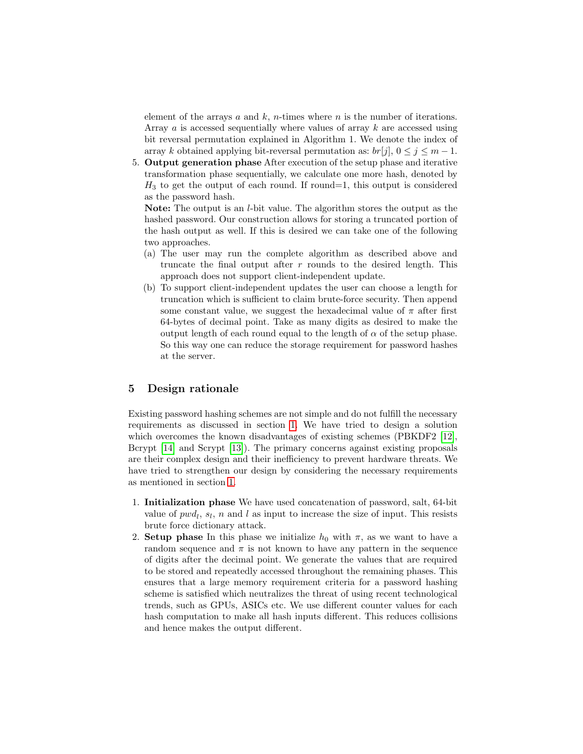element of the arrays $a$ and $k$, $n$-times where $n$ is the number of iterations. Array $a$ is accessed sequentially where values of array $k$ are accessed using bit reversal permutation explained in Algorithm 1. We denote the index of array $k$ obtained applying bit-reversal permutation as: $br[j]$, $0 \leq j \leq m-1$.

5. **Output generation phase** After execution of the setup phase and iterative transformation phase sequentially, we calculate one more hash, denoted by $H_3$ to get the output of each round. If round=1, this output is considered as the password hash.

   **Note:** The output is an $l$-bit value. The algorithm stores the output as the hashed password. Our construction allows for storing a truncated portion of the hash output as well. If this is desired we can take one of the following two approaches.

   (a) The user may run the complete algorithm as described above and truncate the final output after $r$ rounds to the desired length. This approach does not support client-independent update.

   (b) To support client-independent updates the user can choose a length for truncation which is sufficient to claim brute-force security. Then append some constant value, we suggest the hexadecimal value of $\pi$ after first 64-bytes of decimal point. Take as many digits as desired to make the output length of each round equal to the length of $\alpha$ of the setup phase. So this way one can reduce the storage requirement for password hashes at the server.

## 5 Design rationale

Existing password hashing schemes are not simple and do not fulfill the necessary requirements as discussed in section 1. We have tried to design a solution which overcomes the known disadvantages of existing schemes (PBKDF2 [12], Bcrypt [14] and Scrypt [13]). The primary concerns against existing proposals are their complex design and their inefficiency to prevent hardware threats. We have tried to strengthen our design by considering the necessary requirements as mentioned in section 1.

1. **Initialization phase** We have used concatenation of password, salt, 64-bit value of $pwd_l$, $s_l$, $n$ and $l$ as input to increase the size of input. This resists brute force dictionary attack.
2. **Setup phase** In this phase we initialize $h_0$ with $\pi$, as we want to have a random sequence and $\pi$ is not known to have any pattern in the sequence of digits after the decimal point. We generate the values that are required to be stored and repeatedly accessed throughout the remaining phases. This ensures that a large memory requirement criteria for a password hashing scheme is satisfied which neutralizes the threat of using recent technological trends, such as GPUs, ASICs etc. We use different counter values for each hash computation to make all hash inputs different. This reduces collisions and hence makes the output different.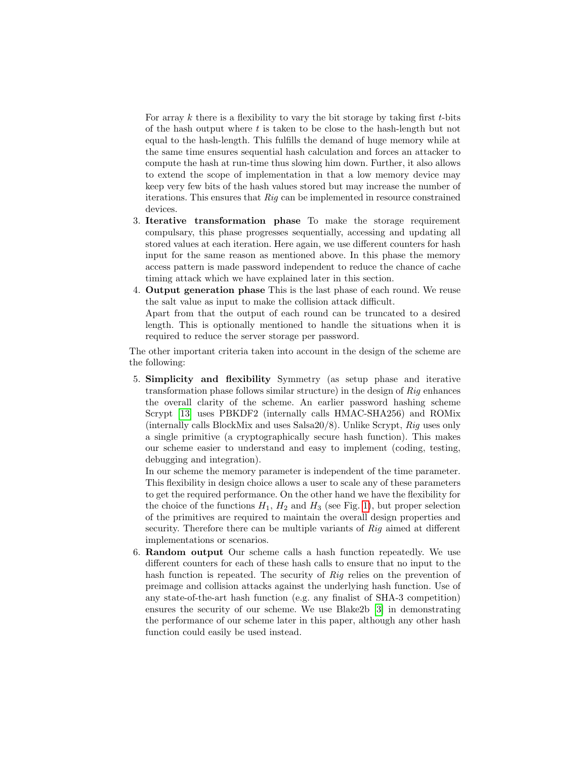For array $k$ there is a flexibility to vary the bit storage by taking first $t$-bits of the hash output where $t$ is taken to be close to the hash-length but not equal to the hash-length. This fulfills the demand of huge memory while at the same time ensures sequential hash calculation and forces an attacker to compute the hash at run-time thus slowing him down. Further, it also allows to extend the scope of implementation in that a low memory device may keep very few bits of the hash values stored but may increase the number of iterations. This ensures that *Rig* can be implemented in resource constrained devices.

3. **Iterative transformation phase** To make the storage requirement compulsary, this phase progresses sequentially, accessing and updating all stored values at each iteration. Here again, we use different counters for hash input for the same reason as mentioned above. In this phase the memory access pattern is made password independent to reduce the chance of cache timing attack which we have explained later in this section.
4. **Output generation phase** This is the last phase of each round. We reuse the salt value as input to make the collision attack difficult.
   Apart from that the output of each round can be truncated to a desired length. This is optionally mentioned to handle the situations when it is required to reduce the server storage per password.

The other important criteria taken into account in the design of the scheme are the following:

5. **Simplicity and flexibility** Symmetry (as setup phase and iterative transformation phase follows similar structure) in the design of *Rig* enhances the overall clarity of the scheme. An earlier password hashing scheme Scrypt [13] uses PBKDF2 (internally calls HMAC-SHA256) and ROMix (internally calls BlockMix and uses Salsa20/8). Unlike Scrypt, *Rig* uses only a single primitive (a cryptographically secure hash function). This makes our scheme easier to understand and easy to implement (coding, testing, debugging and integration).
   In our scheme the memory parameter is independent of the time parameter. This flexibility in design choice allows a user to scale any of these parameters to get the required performance. On the other hand we have the flexibility for the choice of the functions $H_1$, $H_2$ and $H_3$ (see Fig. 1), but proper selection of the primitives are required to maintain the overall design properties and security. Therefore there can be multiple variants of *Rig* aimed at different implementations or scenarios.
6. **Random output** Our scheme calls a hash function repeatedly. We use different counters for each of these hash calls to ensure that no input to the hash function is repeated. The security of *Rig* relies on the prevention of preimage and collision attacks against the underlying hash function. Use of any state-of-the-art hash function (e.g. any finalist of SHA-3 competition) ensures the security of our scheme. We use Blake2b [3] in demonstrating the performance of our scheme later in this paper, although any other hash function could easily be used instead.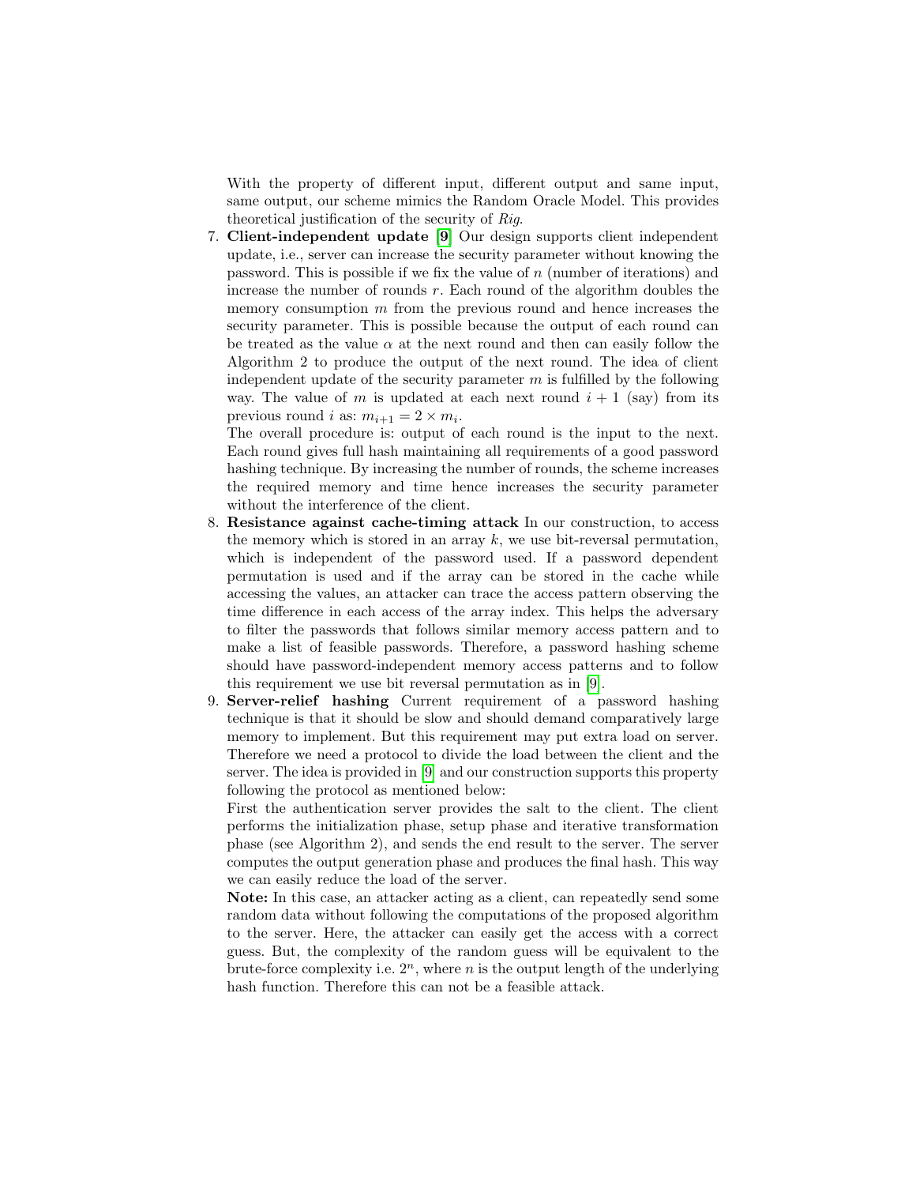With the property of different input, different output and same input, same output, our scheme mimics the Random Oracle Model. This provides theoretical justification of the security of *Rig*.

7. **Client-independent update [9]** Our design supports client independent update, i.e., server can increase the security parameter without knowing the password. This is possible if we fix the value of $n$ (number of iterations) and increase the number of rounds $r$. Each round of the algorithm doubles the memory consumption $m$ from the previous round and hence increases the security parameter. This is possible because the output of each round can be treated as the value $\alpha$ at the next round and then can easily follow the Algorithm 2 to produce the output of the next round. The idea of client independent update of the security parameter $m$ is fulfilled by the following way. The value of $m$ is updated at each next round $i+1$ (say) from its previous round $i$ as: $m_{i+1} = 2 \times m_i$.
   The overall procedure is: output of each round is the input to the next. Each round gives full hash maintaining all requirements of a good password hashing technique. By increasing the number of rounds, the scheme increases the required memory and time hence increases the security parameter without the interference of the client.
8. **Resistance against cache-timing attack** In our construction, to access the memory which is stored in an array $k$, we use bit-reversal permutation, which is independent of the password used. If a password dependent permutation is used and if the array can be stored in the cache while accessing the values, an attacker can trace the access pattern observing the time difference in each access of the array index. This helps the adversary to filter the passwords that follows similar memory access pattern and to make a list of feasible passwords. Therefore, a password hashing scheme should have password-independent memory access patterns and to follow this requirement we use bit reversal permutation as in [9].
9. **Server-relief hashing** Current requirement of a password hashing technique is that it should be slow and should demand comparatively large memory to implement. But this requirement may put extra load on server. Therefore we need a protocol to divide the load between the client and the server. The idea is provided in [9] and our construction supports this property following the protocol as mentioned below:
   First the authentication server provides the salt to the client. The client performs the initialization phase, setup phase and iterative transformation phase (see Algorithm 2), and sends the end result to the server. The server computes the output generation phase and produces the final hash. This way we can easily reduce the load of the server.
   **Note:** In this case, an attacker acting as a client, can repeatedly send some random data without following the computations of the proposed algorithm to the server. Here, the attacker can easily get the access with a correct guess. But, the complexity of the random guess will be equivalent to the brute-force complexity i.e. $2^n$, where $n$ is the output length of the underlying hash function. Therefore this can not be a feasible attack.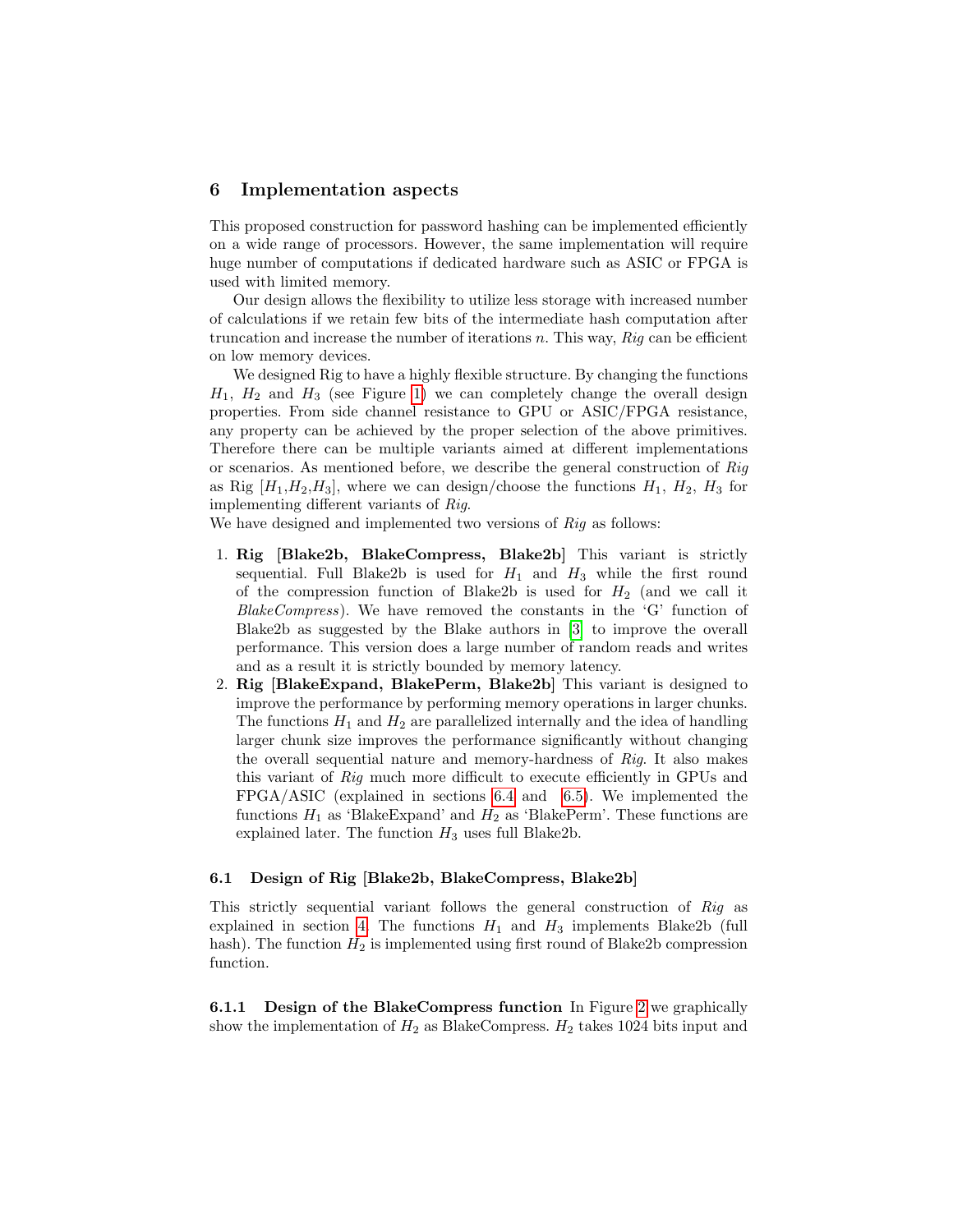## 6 Implementation aspects

This proposed construction for password hashing can be implemented efficiently on a wide range of processors. However, the same implementation will require huge number of computations if dedicated hardware such as ASIC or FPGA is used with limited memory.

Our design allows the flexibility to utilize less storage with increased number of calculations if we retain few bits of the intermediate hash computation after truncation and increase the number of iterations $n$. This way, *Rig* can be efficient on low memory devices.

We designed Rig to have a highly flexible structure. By changing the functions $H_1$, $H_2$ and $H_3$ (see Figure 1) we can completely change the overall design properties. From side channel resistance to GPU or ASIC/FPGA resistance, any property can be achieved by the proper selection of the above primitives. Therefore there can be multiple variants aimed at different implementations or scenarios. As mentioned before, we describe the general construction of *Rig* as Rig [$H_1$,$H_2$,$H_3$], where we can design/choose the functions $H_1$, $H_2$, $H_3$ for implementing different variants of *Rig*.

We have designed and implemented two versions of *Rig* as follows:

1. **Rig [Blake2b, BlakeCompress, Blake2b]** This variant is strictly sequential. Full Blake2b is used for $H_1$ and $H_3$ while the first round of the compression function of Blake2b is used for $H_2$ (and we call it *BlakeCompress*). We have removed the constants in the 'G' function of Blake2b as suggested by the Blake authors in [3] to improve the overall performance. This version does a large number of random reads and writes and as a result it is strictly bounded by memory latency.
2. **Rig [BlakeExpand, BlakePerm, Blake2b]** This variant is designed to improve the performance by performing memory operations in larger chunks. The functions $H_1$ and $H_2$ are parallelized internally and the idea of handling larger chunk size improves the performance significantly without changing the overall sequential nature and memory-hardness of *Rig*. It also makes this variant of *Rig* much more difficult to execute efficiently in GPUs and FPGA/ASIC (explained in sections 6.4 and 6.5). We implemented the functions $H_1$ as 'BlakeExpand' and $H_2$ as 'BlakePerm'. These functions are explained later. The function $H_3$ uses full Blake2b.

### 6.1 Design of Rig [Blake2b, BlakeCompress, Blake2b]

This strictly sequential variant follows the general construction of *Rig* as explained in section 4. The functions $H_1$ and $H_3$ implements Blake2b (full hash). The function $H_2$ is implemented using first round of Blake2b compression function.

**6.1.1 Design of the BlakeCompress function** In Figure 2 we graphically show the implementation of $H_2$ as BlakeCompress. $H_2$ takes 1024 bits input and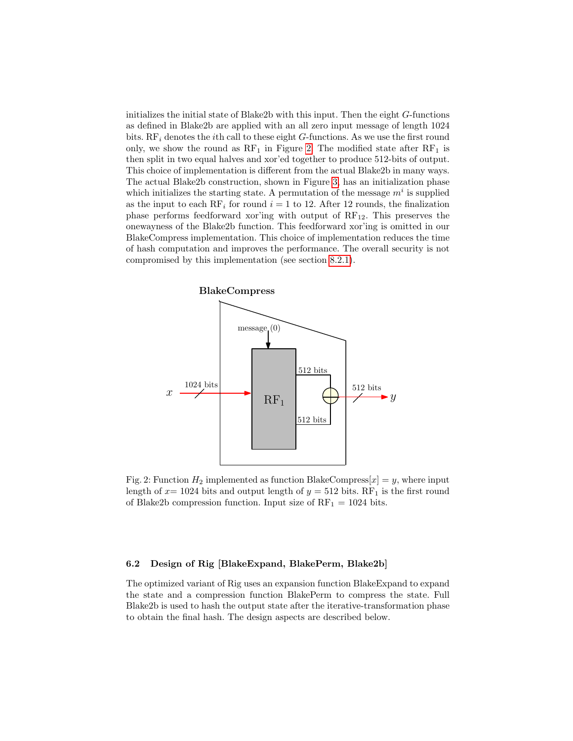initializes the initial state of Blake2b with this input. Then the eight $G$-functions as defined in Blake2b are applied with an all zero input message of length 1024 bits. $\mathrm{RF}_i$ denotes the $i$th call to these eight $G$-functions. As we use the first round only, we show the round as $\mathrm{RF}_1$ in Figure 2. The modified state after $\mathrm{RF}_1$ is then split in two equal halves and xor'ed together to produce 512-bits of output. This choice of implementation is different from the actual Blake2b in many ways. The actual Blake2b construction, shown in Figure 3, has an initialization phase which initializes the starting state. A permutation of the message $m^i$ is supplied as the input to each $\mathrm{RF}_i$ for round $i = 1$ to 12. After 12 rounds, the finalization phase performs feedforward xor'ing with output of $\mathrm{RF}_{12}$. This preserves the onewayness of the Blake2b function. This feedforward xor'ing is omitted in our BlakeCompress implementation. This choice of implementation reduces the time of hash computation and improves the performance. The overall security is not compromised by this implementation (see section 8.2.1).

Fig. 2: Function $H_2$ implemented as function BlakeCompress$[x] = y$, where input length of $x$= 1024 bits and output length of $y$ = 512 bits. $\mathrm{RF}_1$ is the first round of Blake2b compression function. Input size of $\mathrm{RF}_1$ = 1024 bits.

### 6.2 Design of Rig [BlakeExpand, BlakePerm, Blake2b]

The optimized variant of Rig uses an expansion function BlakeExpand to expand the state and a compression function BlakePerm to compress the state. Full Blake2b is used to hash the output state after the iterative-transformation phase to obtain the final hash. The design aspects are described below.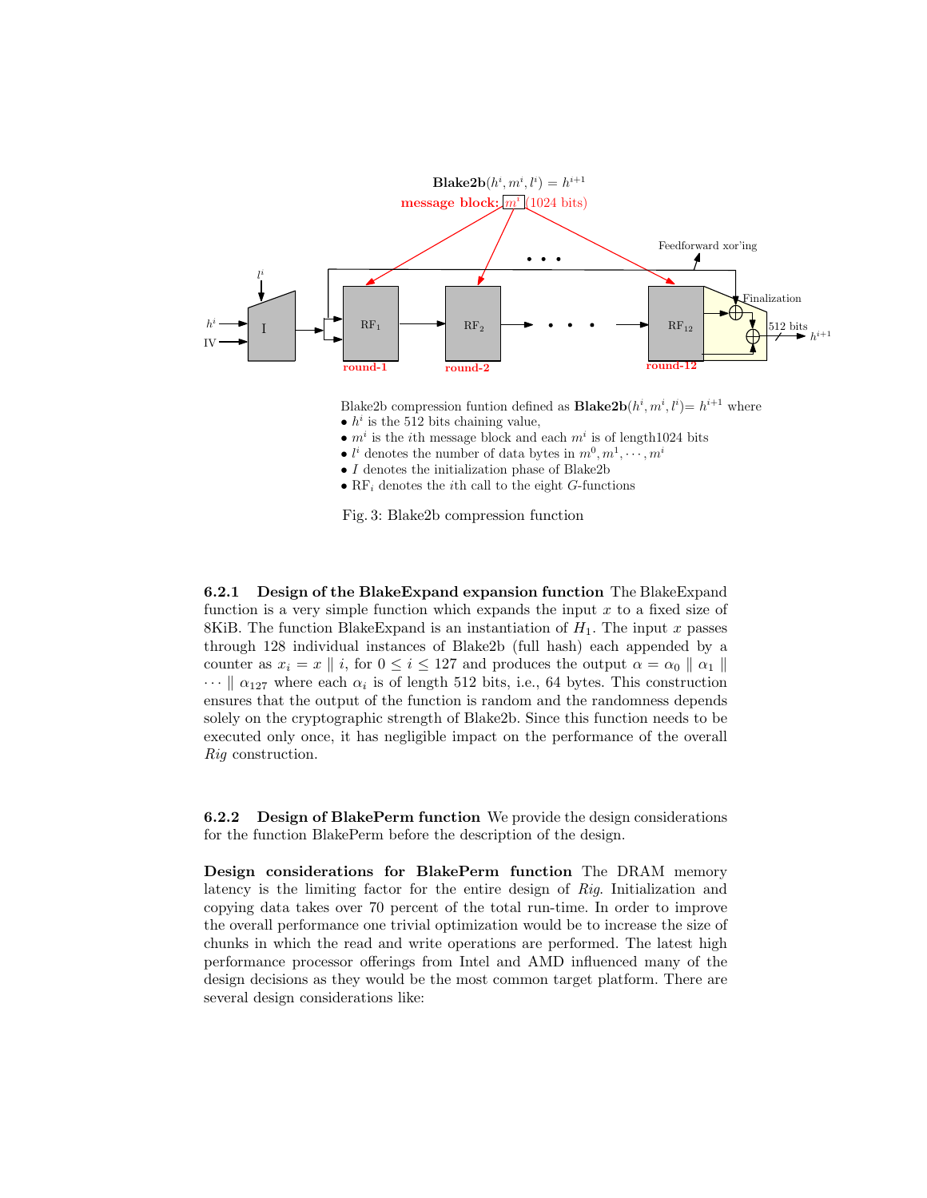**Blake2b** $(h^i, m^i, l^i) = h^{i+1}$

message block: $m^i$ (1024 bits)

Blake2b compression funtion defined as **Blake2b**$(h^i, m^i, l^i)= h^{i+1}$ where

- $h^i$ is the 512 bits chaining value,
- $m^i$ is the $i$th message block and each $m^i$ is of length1024 bits
- $l^i$ denotes the number of data bytes in $m^0, m^1, \cdots, m^i$
- $I$ denotes the initialization phase of Blake2b
- $\text{RF}_i$ denotes the $i$th call to the eight $G$-functions

Fig. 3: Blake2b compression function

#### 6.2.1 Design of the BlakeExpand expansion function

The BlakeExpand function is a very simple function which expands the input $x$ to a fixed size of 8KiB. The function BlakeExpand is an instantiation of $H_1$. The input $x$ passes through 128 individual instances of Blake2b (full hash) each appended by a counter as $x_i = x \parallel i$, for $0 \leq i \leq 127$ and produces the output $\alpha = \alpha_0 \parallel \alpha_1 \parallel \cdots \parallel \alpha_{127}$ where each $\alpha_i$ is of length 512 bits, i.e., 64 bytes. This construction ensures that the output of the function is random and the randomness depends solely on the cryptographic strength of Blake2b. Since this function needs to be executed only once, it has negligible impact on the performance of the overall *Rig* construction.

#### 6.2.2 Design of BlakePerm function

We provide the design considerations for the function BlakePerm before the description of the design.

**Design considerations for BlakePerm function** The DRAM memory latency is the limiting factor for the entire design of *Rig*. Initialization and copying data takes over 70 percent of the total run-time. In order to improve the overall performance one trivial optimization would be to increase the size of chunks in which the read and write operations are performed. The latest high performance processor offerings from Intel and AMD influenced many of the design decisions as they would be the most common target platform. There are several design considerations like: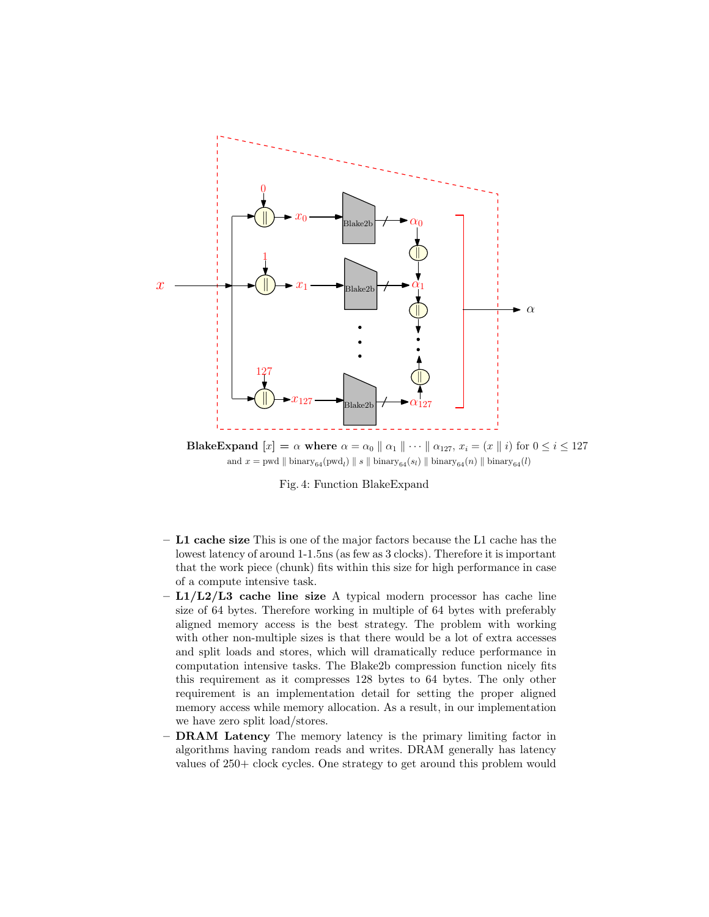**BlakeExpand** $[x] = \alpha$ **where** $\alpha = \alpha_0 \parallel \alpha_1 \parallel \cdots \parallel \alpha_{127}$, $x_i = (x \parallel i)$ for $0 \leq i \leq 127$
and $x = \text{pwd} \parallel \text{binary}_{64}(\text{pwd}_l) \parallel s \parallel \text{binary}_{64}(s_l) \parallel \text{binary}_{64}(n) \parallel \text{binary}_{64}(l)$

Fig. 4: Function BlakeExpand

- **L1 cache size** This is one of the major factors because the L1 cache has the lowest latency of around 1-1.5ns (as few as 3 clocks). Therefore it is important that the work piece (chunk) fits within this size for high performance in case of a compute intensive task.
- **L1/L2/L3 cache line size** A typical modern processor has cache line size of 64 bytes. Therefore working in multiple of 64 bytes with preferably aligned memory access is the best strategy. The problem with working with other non-multiple sizes is that there would be a lot of extra accesses and split loads and stores, which will dramatically reduce performance in computation intensive tasks. The Blake2b compression function nicely fits this requirement as it compresses 128 bytes to 64 bytes. The only other requirement is an implementation detail for setting the proper aligned memory access while memory allocation. As a result, in our implementation we have zero split load/stores.
- **DRAM Latency** The memory latency is the primary limiting factor in algorithms having random reads and writes. DRAM generally has latency values of 250+ clock cycles. One strategy to get around this problem would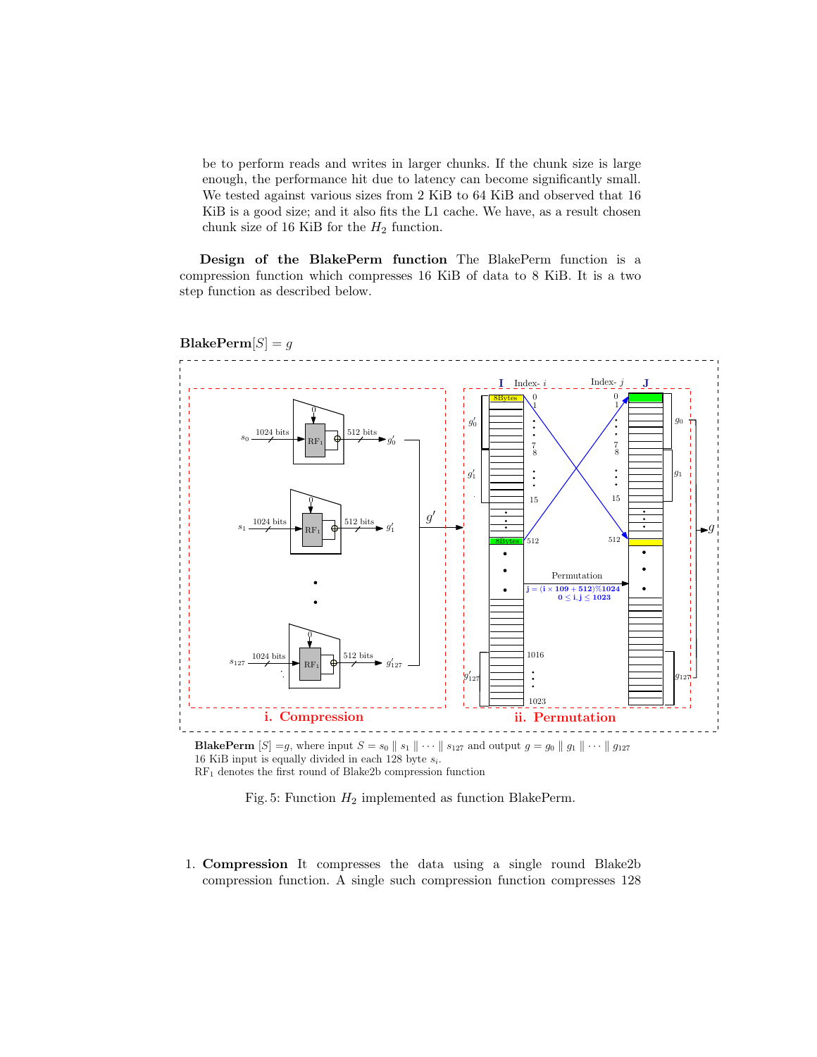be to perform reads and writes in larger chunks. If the chunk size is large enough, the performance hit due to latency can become significantly small. We tested against various sizes from 2 KiB to 64 KiB and observed that 16 KiB is a good size; and it also fits the L1 cache. We have, as a result chosen chunk size of 16 KiB for the $H_2$ function.

**Design of the BlakePerm function** The BlakePerm function is a compression function which compresses 16 KiB of data to 8 KiB. It is a two step function as described below.

**BlakePerm**$[S] = g$

**BlakePerm** $[S] = g$, where input $S = s_0 \parallel s_1 \parallel \cdots \parallel s_{127}$ and output $g = g_0 \parallel g_1 \parallel \cdots \parallel g_{127}$
16 KiB input is equally divided in each 128 byte $s_i$.
$\mathrm{RF}_1$ denotes the first round of Blake2b compression function

Fig. 5: Function $H_2$ implemented as function BlakePerm.

1. **Compression** It compresses the data using a single round Blake2b compression function. A single such compression function compresses 128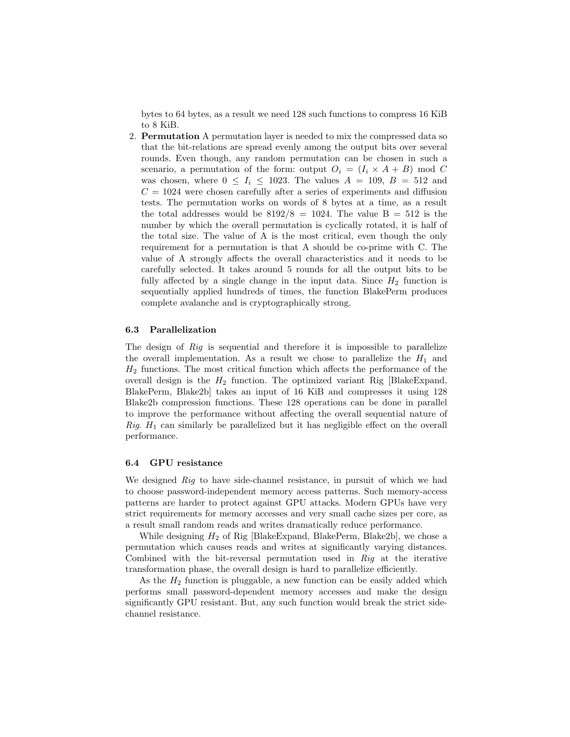bytes to 64 bytes, as a result we need 128 such functions to compress 16 KiB to 8 KiB.

2. **Permutation** A permutation layer is needed to mix the compressed data so that the bit-relations are spread evenly among the output bits over several rounds. Even though, any random permutation can be chosen in such a scenario, a permutation of the form: output $O_i = (I_i \times A + B) \bmod C$ was chosen, where $0 \leq I_i \leq 1023$. The values $A = 109$, $B = 512$ and $C = 1024$ were chosen carefully after a series of experiments and diffusion tests. The permutation works on words of 8 bytes at a time, as a result the total addresses would be $8192/8 = 1024$. The value B = 512 is the number by which the overall permutation is cyclically rotated, it is half of the total size. The value of A is the most critical, even though the only requirement for a permutation is that A should be co-prime with C. The value of A strongly affects the overall characteristics and it needs to be carefully selected. It takes around 5 rounds for all the output bits to be fully affected by a single change in the input data. Since $H_2$ function is sequentially applied hundreds of times, the function BlakePerm produces complete avalanche and is cryptographically strong.

### 6.3 Parallelization

The design of *Rig* is sequential and therefore it is impossible to parallelize the overall implementation. As a result we chose to parallelize the $H_1$ and $H_2$ functions. The most critical function which affects the performance of the overall design is the $H_2$ function. The optimized variant Rig [BlakeExpand, BlakePerm, Blake2b] takes an input of 16 KiB and compresses it using 128 Blake2b compression functions. These 128 operations can be done in parallel to improve the performance without affecting the overall sequential nature of *Rig*. $H_1$ can similarly be parallelized but it has negligible effect on the overall performance.

### 6.4 GPU resistance

We designed *Rig* to have side-channel resistance, in pursuit of which we had to choose password-independent memory access patterns. Such memory-access patterns are harder to protect against GPU attacks. Modern GPUs have very strict requirements for memory accesses and very small cache sizes per core, as a result small random reads and writes dramatically reduce performance.

While designing $H_2$ of Rig [BlakeExpand, BlakePerm, Blake2b], we chose a permutation which causes reads and writes at significantly varying distances. Combined with the bit-reversal permutation used in *Rig* at the iterative transformation phase, the overall design is hard to parallelize efficiently.

As the $H_2$ function is pluggable, a new function can be easily added which performs small password-dependent memory accesses and make the design significantly GPU resistant. But, any such function would break the strict side-channel resistance.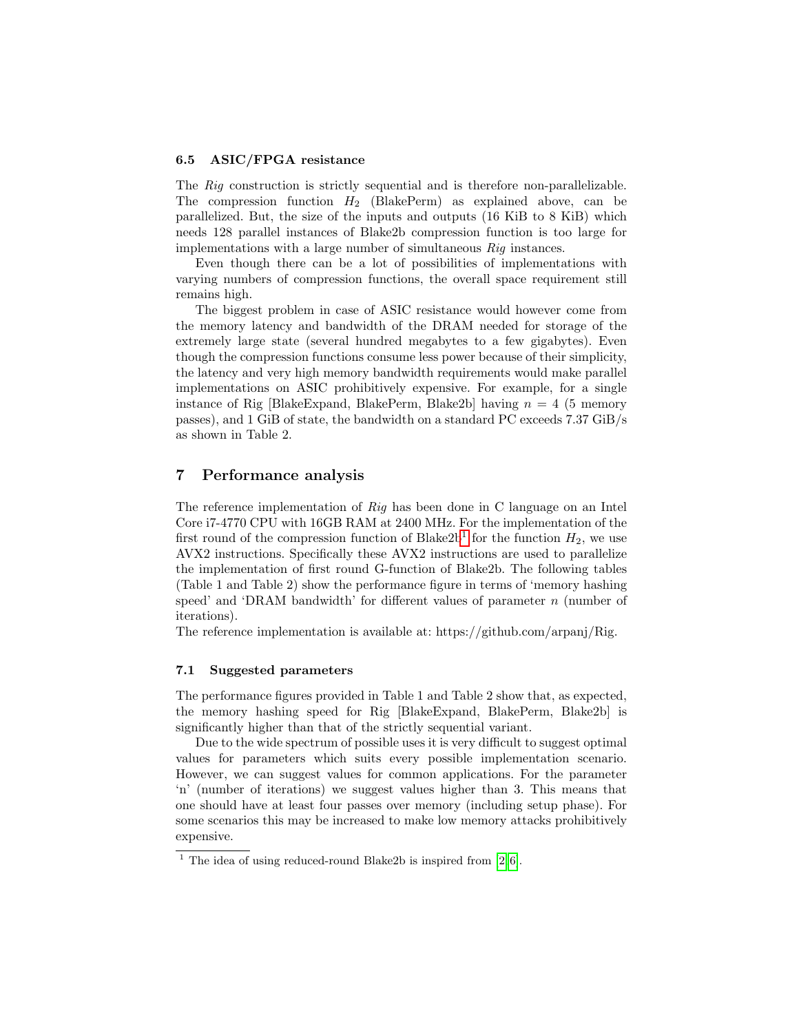### 6.5 ASIC/FPGA resistance

The *Rig* construction is strictly sequential and is therefore non-parallelizable. The compression function $H_2$ (BlakePerm) as explained above, can be parallelized. But, the size of the inputs and outputs (16 KiB to 8 KiB) which needs 128 parallel instances of Blake2b compression function is too large for implementations with a large number of simultaneous *Rig* instances.

Even though there can be a lot of possibilities of implementations with varying numbers of compression functions, the overall space requirement still remains high.

The biggest problem in case of ASIC resistance would however come from the memory latency and bandwidth of the DRAM needed for storage of the extremely large state (several hundred megabytes to a few gigabytes). Even though the compression functions consume less power because of their simplicity, the latency and very high memory bandwidth requirements would make parallel implementations on ASIC prohibitively expensive. For example, for a single instance of Rig [BlakeExpand, BlakePerm, Blake2b] having $n = 4$ (5 memory passes), and 1 GiB of state, the bandwidth on a standard PC exceeds 7.37 GiB/s as shown in Table 2.

## 7 Performance analysis

The reference implementation of *Rig* has been done in C language on an Intel Core i7-4770 CPU with 16GB RAM at 2400 MHz. For the implementation of the first round of the compression function of Blake2b[1] for the function $H_2$, we use AVX2 instructions. Specifically these AVX2 instructions are used to parallelize the implementation of first round G-function of Blake2b. The following tables (Table 1 and Table 2) show the performance figure in terms of 'memory hashing speed' and 'DRAM bandwidth' for different values of parameter $n$ (number of iterations).

The reference implementation is available at: https://github.com/arpanj/Rig.

### 7.1 Suggested parameters

The performance figures provided in Table 1 and Table 2 show that, as expected, the memory hashing speed for Rig [BlakeExpand, BlakePerm, Blake2b] is significantly higher than that of the strictly sequential variant.

Due to the wide spectrum of possible uses it is very difficult to suggest optimal values for parameters which suits every possible implementation scenario. However, we can suggest values for common applications. For the parameter 'n' (number of iterations) we suggest values higher than 3. This means that one should have at least four passes over memory (including setup phase). For some scenarios this may be increased to make low memory attacks prohibitively expensive.

[1] The idea of using reduced-round Blake2b is inspired from [2,6].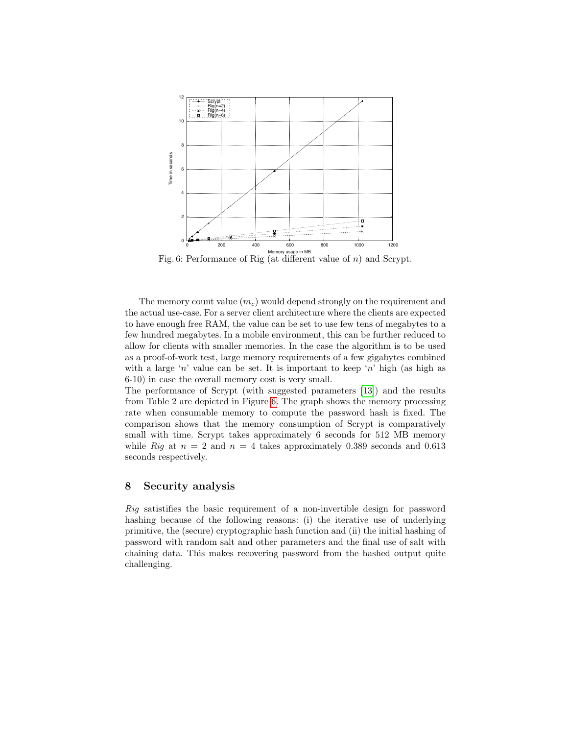Fig. 6: Performance of Rig (at different value of $n$) and Scrypt.

The memory count value ($m_c$) would depend strongly on the requirement and the actual use-case. For a server client architecture where the clients are expected to have enough free RAM, the value can be set to use few tens of megabytes to a few hundred megabytes. In a mobile environment, this can be further reduced to allow for clients with smaller memories. In the case the algorithm is to be used as a proof-of-work test, large memory requirements of a few gigabytes combined with a large '$n$' value can be set. It is important to keep '$n$' high (as high as 6-10) in case the overall memory cost is very small.

The performance of Scrypt (with suggested parameters [13]) and the results from Table 2 are depicted in Figure 6. The graph shows the memory processing rate when consumable memory to compute the password hash is fixed. The comparison shows that the memory consumption of Scrypt is comparatively small with time. Scrypt takes approximately 6 seconds for 512 MB memory while *Rig* at $n = 2$ and $n = 4$ takes approximately 0.389 seconds and 0.613 seconds respectively.

## 8 Security analysis

*Rig* satistifies the basic requirement of a non-invertible design for password hashing because of the following reasons: (i) the iterative use of underlying primitive, the (secure) cryptographic hash function and (ii) the initial hashing of password with random salt and other parameters and the final use of salt with chaining data. This makes recovering password from the hashed output quite challenging.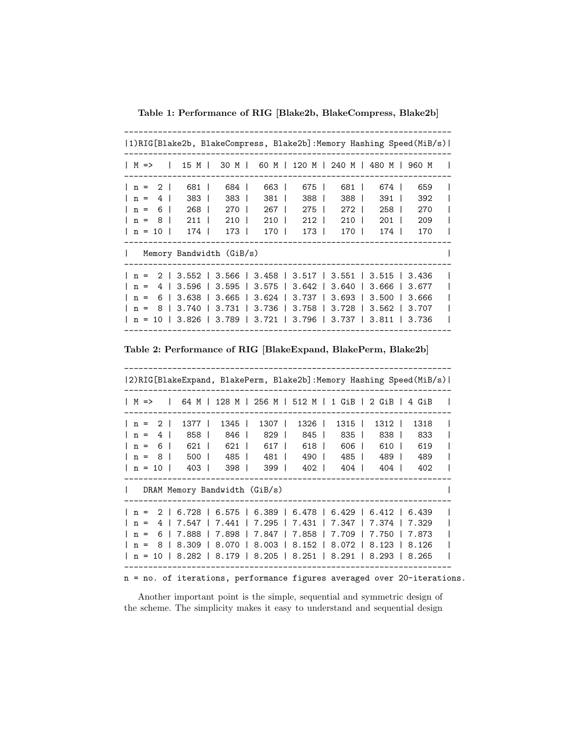**Table 1: Performance of RIG [Blake2b, BlakeCompress, Blake2b]**

| 1)RIG[Blake2b, BlakeCompress, Blake2b]:Memory Hashing Speed(MiB/s) | | | | | | | |
|---|---|---|---|---|---|---|---|
| M => | 15 M | 30 M | 60 M | 120 M | 240 M | 480 M | 960 M |
| n = 2 | 681 | 684 | 663 | 675 | 681 | 674 | 659 |
| n = 4 | 383 | 383 | 381 | 388 | 388 | 391 | 392 |
| n = 6 | 268 | 270 | 267 | 275 | 272 | 258 | 270 |
| n = 8 | 211 | 210 | 210 | 212 | 210 | 201 | 209 |
| n = 10 | 174 | 173 | 170 | 173 | 170 | 174 | 170 |
| Memory Bandwidth (GiB/s) | | | | | | | |
| n = 2 | 3.552 | 3.566 | 3.458 | 3.517 | 3.551 | 3.515 | 3.436 |
| n = 4 | 3.596 | 3.595 | 3.575 | 3.642 | 3.640 | 3.666 | 3.677 |
| n = 6 | 3.638 | 3.665 | 3.624 | 3.737 | 3.693 | 3.500 | 3.666 |
| n = 8 | 3.740 | 3.731 | 3.736 | 3.758 | 3.728 | 3.562 | 3.707 |
| n = 10 | 3.826 | 3.789 | 3.721 | 3.796 | 3.737 | 3.811 | 3.736 |

**Table 2: Performance of RIG [BlakeExpand, BlakePerm, Blake2b]**

| 2)RIG[BlakeExpand, BlakePerm, Blake2b]:Memory Hashing Speed(MiB/s) | | | | | | | |
|---|---|---|---|---|---|---|---|
| M => | 64 M | 128 M | 256 M | 512 M | 1 GiB | 2 GiB | 4 GiB |
| n = 2 | 1377 | 1345 | 1307 | 1326 | 1315 | 1312 | 1318 |
| n = 4 | 858 | 846 | 829 | 845 | 835 | 838 | 833 |
| n = 6 | 621 | 621 | 617 | 618 | 606 | 610 | 619 |
| n = 8 | 500 | 485 | 481 | 490 | 485 | 489 | 489 |
| n = 10 | 403 | 398 | 399 | 402 | 404 | 404 | 402 |
| DRAM Memory Bandwidth (GiB/s) | | | | | | | |
| n = 2 | 6.728 | 6.575 | 6.389 | 6.478 | 6.429 | 6.412 | 6.439 |
| n = 4 | 7.547 | 7.441 | 7.295 | 7.431 | 7.347 | 7.374 | 7.329 |
| n = 6 | 7.888 | 7.898 | 7.847 | 7.858 | 7.709 | 7.750 | 7.873 |
| n = 8 | 8.309 | 8.070 | 8.003 | 8.152 | 8.072 | 8.123 | 8.126 |
| n = 10 | 8.282 | 8.179 | 8.205 | 8.251 | 8.291 | 8.293 | 8.265 |

n = no. of iterations, performance figures averaged over 20-iterations.

Another important point is the simple, sequential and symmetric design of the scheme. The simplicity makes it easy to understand and sequential design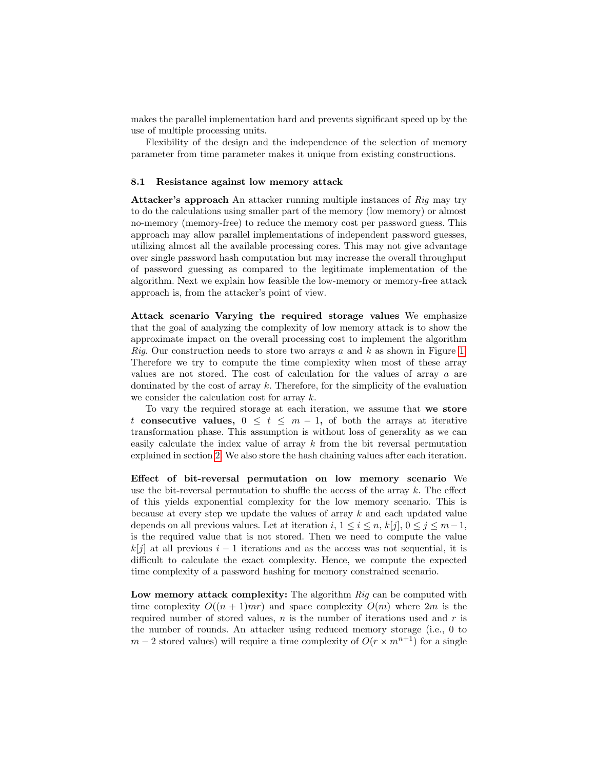makes the parallel implementation hard and prevents significant speed up by the use of multiple processing units.

Flexibility of the design and the independence of the selection of memory parameter from time parameter makes it unique from existing constructions.

### 8.1 Resistance against low memory attack

**Attacker's approach** An attacker running multiple instances of *Rig* may try to do the calculations using smaller part of the memory (low memory) or almost no-memory (memory-free) to reduce the memory cost per password guess. This approach may allow parallel implementations of independent password guesses, utilizing almost all the available processing cores. This may not give advantage over single password hash computation but may increase the overall throughput of password guessing as compared to the legitimate implementation of the algorithm. Next we explain how feasible the low-memory or memory-free attack approach is, from the attacker's point of view.

**Attack scenario Varying the required storage values** We emphasize that the goal of analyzing the complexity of low memory attack is to show the approximate impact on the overall processing cost to implement the algorithm *Rig*. Our construction needs to store two arrays $a$ and $k$ as shown in Figure 1. Therefore we try to compute the time complexity when most of these array values are not stored. The cost of calculation for the values of array $a$ are dominated by the cost of array $k$. Therefore, for the simplicity of the evaluation we consider the calculation cost for array $k$.

To vary the required storage at each iteration, we assume that **we store** $t$ **consecutive values,** $0 \leq t \leq m-1$**,** of both the arrays at iterative transformation phase. This assumption is without loss of generality as we can easily calculate the index value of array $k$ from the bit reversal permutation explained in section 2. We also store the hash chaining values after each iteration.

**Effect of bit-reversal permutation on low memory scenario** We use the bit-reversal permutation to shuffle the access of the array $k$. The effect of this yields exponential complexity for the low memory scenario. This is because at every step we update the values of array $k$ and each updated value depends on all previous values. Let at iteration $i$, $1 \leq i \leq n$, $k[j]$, $0 \leq j \leq m-1$, is the required value that is not stored. Then we need to compute the value $k[j]$ at all previous $i-1$ iterations and as the access was not sequential, it is difficult to calculate the exact complexity. Hence, we compute the expected time complexity of a password hashing for memory constrained scenario.

**Low memory attack complexity:** The algorithm *Rig* can be computed with time complexity $O((n+1)mr)$ and space complexity $O(m)$ where $2m$ is the required number of stored values, $n$ is the number of iterations used and $r$ is the number of rounds. An attacker using reduced memory storage (i.e., 0 to $m-2$ stored values) will require a time complexity of $O(r \times m^{n+1})$ for a single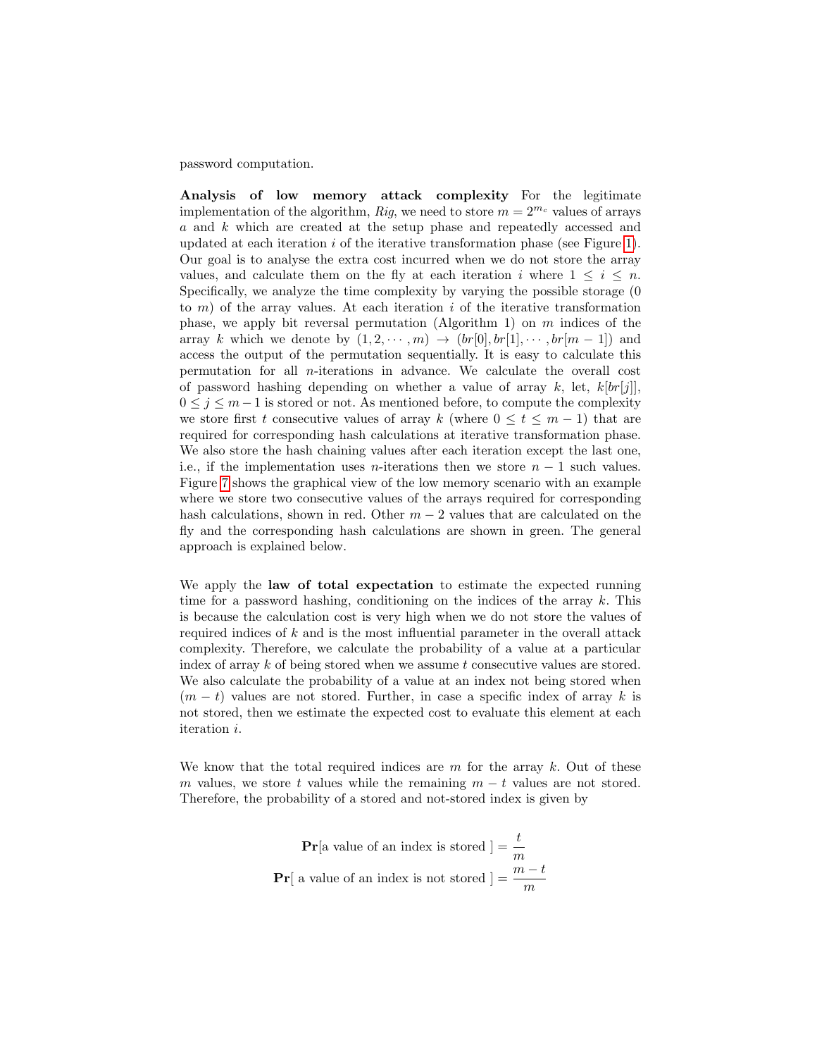password computation.

**Analysis of low memory attack complexity** For the legitimate implementation of the algorithm, *Rig*, we need to store $m = 2^{m_c}$ values of arrays $a$ and $k$ which are created at the setup phase and repeatedly accessed and updated at each iteration $i$ of the iterative transformation phase (see Figure 1). Our goal is to analyse the extra cost incurred when we do not store the array values, and calculate them on the fly at each iteration $i$ where $1 \leq i \leq n$. Specifically, we analyze the time complexity by varying the possible storage (0 to $m$) of the array values. At each iteration $i$ of the iterative transformation phase, we apply bit reversal permutation (Algorithm 1) on $m$ indices of the array $k$ which we denote by $(1, 2, \cdots, m) \rightarrow (br[0], br[1], \cdots, br[m-1])$ and access the output of the permutation sequentially. It is easy to calculate this permutation for all $n$-iterations in advance. We calculate the overall cost of password hashing depending on whether a value of array $k$, let, $k[br[j]]$, $0 \leq j \leq m-1$ is stored or not. As mentioned before, to compute the complexity we store first $t$ consecutive values of array $k$ (where $0 \leq t \leq m-1$) that are required for corresponding hash calculations at iterative transformation phase. We also store the hash chaining values after each iteration except the last one, i.e., if the implementation uses $n$-iterations then we store $n-1$ such values. Figure 7 shows the graphical view of the low memory scenario with an example where we store two consecutive values of the arrays required for corresponding hash calculations, shown in red. Other $m-2$ values that are calculated on the fly and the corresponding hash calculations are shown in green. The general approach is explained below.

We apply the **law of total expectation** to estimate the expected running time for a password hashing, conditioning on the indices of the array $k$. This is because the calculation cost is very high when we do not store the values of required indices of $k$ and is the most influential parameter in the overall attack complexity. Therefore, we calculate the probability of a value at a particular index of array $k$ of being stored when we assume $t$ consecutive values are stored. We also calculate the probability of a value at an index not being stored when $(m-t)$ values are not stored. Further, in case a specific index of array $k$ is not stored, then we estimate the expected cost to evaluate this element at each iteration $i$.

We know that the total required indices are $m$ for the array $k$. Out of these $m$ values, we store $t$ values while the remaining $m-t$ values are not stored. Therefore, the probability of a stored and not-stored index is given by

$$\mathbf{Pr}[\text{a value of an index is stored }] = \frac{t}{m}$$

$$\mathbf{Pr}[\text{ a value of an index is not stored }] = \frac{m-t}{m}$$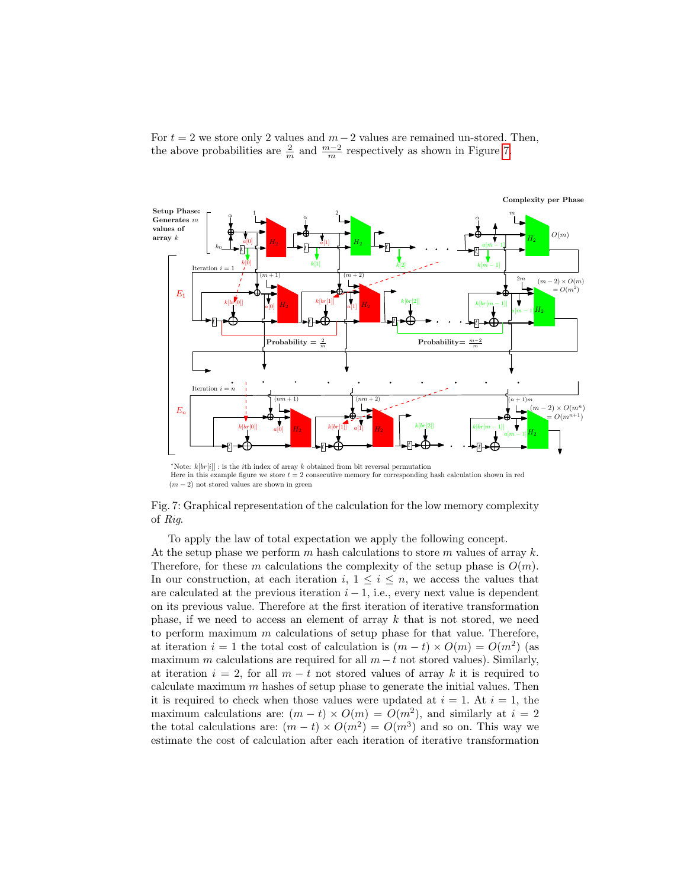For $t = 2$ we store only 2 values and $m-2$ values are remained un-stored. Then, the above probabilities are $\frac{2}{m}$ and $\frac{m-2}{m}$ respectively as shown in Figure 7.

Fig. 7: Graphical representation of the calculation for the low memory complexity of *Rig*.

To apply the law of total expectation we apply the following concept. At the setup phase we perform $m$ hash calculations to store $m$ values of array $k$. Therefore, for these $m$ calculations the complexity of the setup phase is $O(m)$. In our construction, at each iteration $i$, $1 \leq i \leq n$, we access the values that are calculated at the previous iteration $i-1$, i.e., every next value is dependent on its previous value. Therefore at the first iteration of iterative transformation phase, if we need to access an element of array $k$ that is not stored, we need to perform maximum $m$ calculations of setup phase for that value. Therefore, at iteration $i = 1$ the total cost of calculation is $(m-t) \times O(m) = O(m^2)$ (as maximum $m$ calculations are required for all $m-t$ not stored values). Similarly, at iteration $i = 2$, for all $m-t$ not stored values of array $k$ it is required to calculate maximum $m$ hashes of setup phase to generate the initial values. Then it is required to check when those values were updated at $i = 1$. At $i = 1$, the maximum calculations are: $(m-t) \times O(m) = O(m^2)$, and similarly at $i = 2$ the total calculations are: $(m-t) \times O(m^2) = O(m^3)$ and so on. This way we estimate the cost of calculation after each iteration of iterative transformation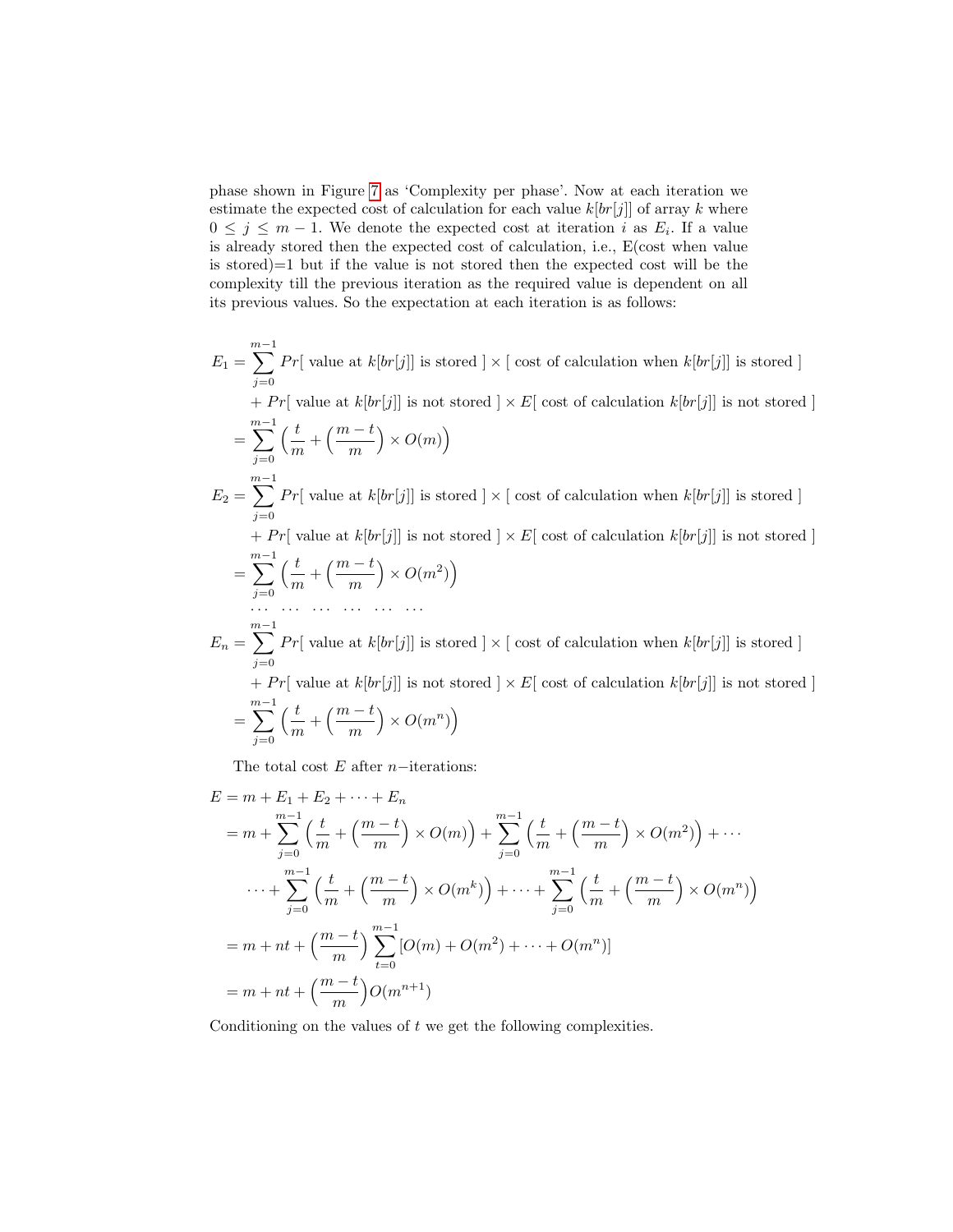phase shown in Figure 7 as 'Complexity per phase'. Now at each iteration we estimate the expected cost of calculation for each value $k[br[j]]$ of array $k$ where $0 \leq j \leq m-1$. We denote the expected cost at iteration $i$ as $E_i$. If a value is already stored then the expected cost of calculation, i.e., E(cost when value is stored)=1 but if the value is not stored then the expected cost will be the complexity till the previous iteration as the required value is dependent on all its previous values. So the expectation at each iteration is as follows:

$$
\begin{aligned}
E_1 &= \sum_{j=0}^{m-1} Pr[\text{ value at } k[br[j]] \text{ is stored }] \times [\text{ cost of calculation when } k[br[j]] \text{ is stored }] \\
&\quad + Pr[\text{ value at } k[br[j]] \text{ is not stored }] \times E[\text{ cost of calculation } k[br[j]] \text{ is not stored }] \\
&= \sum_{j=0}^{m-1} \Big( \frac{t}{m} + \Big(\frac{m-t}{m}\Big) \times O(m) \Big) \\
E_2 &= \sum_{j=0}^{m-1} Pr[\text{ value at } k[br[j]] \text{ is stored }] \times [\text{ cost of calculation when } k[br[j]] \text{ is stored }] \\
&\quad + Pr[\text{ value at } k[br[j]] \text{ is not stored }] \times E[\text{ cost of calculation } k[br[j]] \text{ is not stored }] \\
&= \sum_{j=0}^{m-1} \Big( \frac{t}{m} + \Big(\frac{m-t}{m}\Big) \times O(m^2) \Big) \\
&\cdots \ \cdots \ \cdots \ \cdots \ \cdots \ \cdots \\
E_n &= \sum_{j=0}^{m-1} Pr[\text{ value at } k[br[j]] \text{ is stored }] \times [\text{ cost of calculation when } k[br[j]] \text{ is stored }] \\
&\quad + Pr[\text{ value at } k[br[j]] \text{ is not stored }] \times E[\text{ cost of calculation } k[br[j]] \text{ is not stored }] \\
&= \sum_{j=0}^{m-1} \Big( \frac{t}{m} + \Big(\frac{m-t}{m}\Big) \times O(m^n) \Big)
\end{aligned}
$$

The total cost $E$ after $n-$iterations:

$$
\begin{aligned}
E &= m + E_1 + E_2 + \cdots + E_n \\
&= m + \sum_{j=0}^{m-1} \Big( \frac{t}{m} + \Big(\frac{m-t}{m}\Big) \times O(m) \Big) + \sum_{j=0}^{m-1} \Big( \frac{t}{m} + \Big(\frac{m-t}{m}\Big) \times O(m^2) \Big) + \cdots \\
&\quad \cdots + \sum_{j=0}^{m-1} \Big( \frac{t}{m} + \Big(\frac{m-t}{m}\Big) \times O(m^k) \Big) + \cdots + \sum_{j=0}^{m-1} \Big( \frac{t}{m} + \Big(\frac{m-t}{m}\Big) \times O(m^n) \Big) \\
&= m + nt + \Big(\frac{m-t}{m}\Big) \sum_{t=0}^{m-1} [O(m) + O(m^2) + \cdots + O(m^n)] \\
&= m + nt + \Big(\frac{m-t}{m}\Big) O(m^{n+1})
\end{aligned}
$$

Conditioning on the values of $t$ we get the following complexities.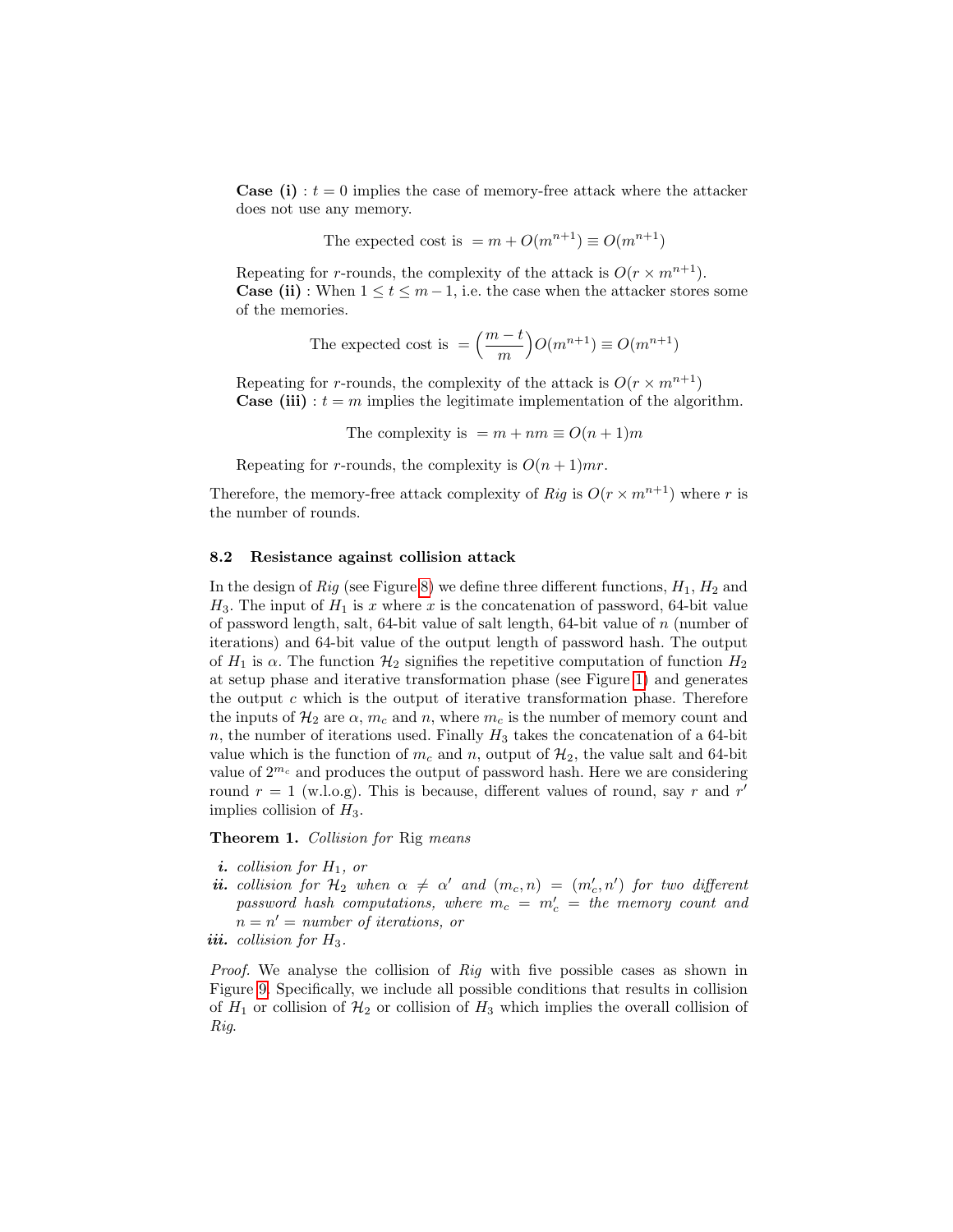**Case (i)** : $t = 0$ implies the case of memory-free attack where the attacker does not use any memory.

$$\text{The expected cost is } = m + O(m^{n+1}) \equiv O(m^{n+1})$$

Repeating for $r$-rounds, the complexity of the attack is $O(r \times m^{n+1})$.
**Case (ii)** : When $1 \leq t \leq m-1$, i.e. the case when the attacker stores some of the memories.

$$\text{The expected cost is } = \Big(\frac{m-t}{m}\Big)O(m^{n+1}) \equiv O(m^{n+1})$$

Repeating for $r$-rounds, the complexity of the attack is $O(r \times m^{n+1})$
**Case (iii)** : $t = m$ implies the legitimate implementation of the algorithm.

$$\text{The complexity is } = m + nm \equiv O(n+1)m$$

Repeating for $r$-rounds, the complexity is $O(n+1)mr$.

Therefore, the memory-free attack complexity of *Rig* is $O(r \times m^{n+1})$ where $r$ is the number of rounds.

### 8.2 Resistance against collision attack

In the design of *Rig* (see Figure 8) we define three different functions, $H_1$, $H_2$ and $H_3$. The input of $H_1$ is $x$ where $x$ is the concatenation of password, 64-bit value of password length, salt, 64-bit value of salt length, 64-bit value of $n$ (number of iterations) and 64-bit value of the output length of password hash. The output of $H_1$ is $\alpha$. The function $\mathcal{H}_2$ signifies the repetitive computation of function $H_2$ at setup phase and iterative transformation phase (see Figure 1) and generates the output $c$ which is the output of iterative transformation phase. Therefore the inputs of $\mathcal{H}_2$ are $\alpha$, $m_c$ and $n$, where $m_c$ is the number of memory count and $n$, the number of iterations used. Finally $H_3$ takes the concatenation of a 64-bit value which is the function of $m_c$ and $n$, output of $\mathcal{H}_2$, the value salt and 64-bit value of $2^{m_c}$ and produces the output of password hash. Here we are considering round $r = 1$ (w.l.o.g). This is because, different values of round, say $r$ and $r'$ implies collision of $H_3$.

**Theorem 1.** *Collision for* Rig *means*

- ***i.*** *collision for $H_1$, or*
- ***ii.*** *collision for $\mathcal{H}_2$ when $\alpha \neq \alpha'$ and $(m_c, n) = (m'_c, n')$ for two different password hash computations, where $m_c = m'_c$ = the memory count and $n = n'$ = number of iterations, or*
- ***iii.*** *collision for $H_3$.*

*Proof.* We analyse the collision of *Rig* with five possible cases as shown in Figure 9. Specifically, we include all possible conditions that results in collision of $H_1$ or collision of $\mathcal{H}_2$ or collision of $H_3$ which implies the overall collision of *Rig*.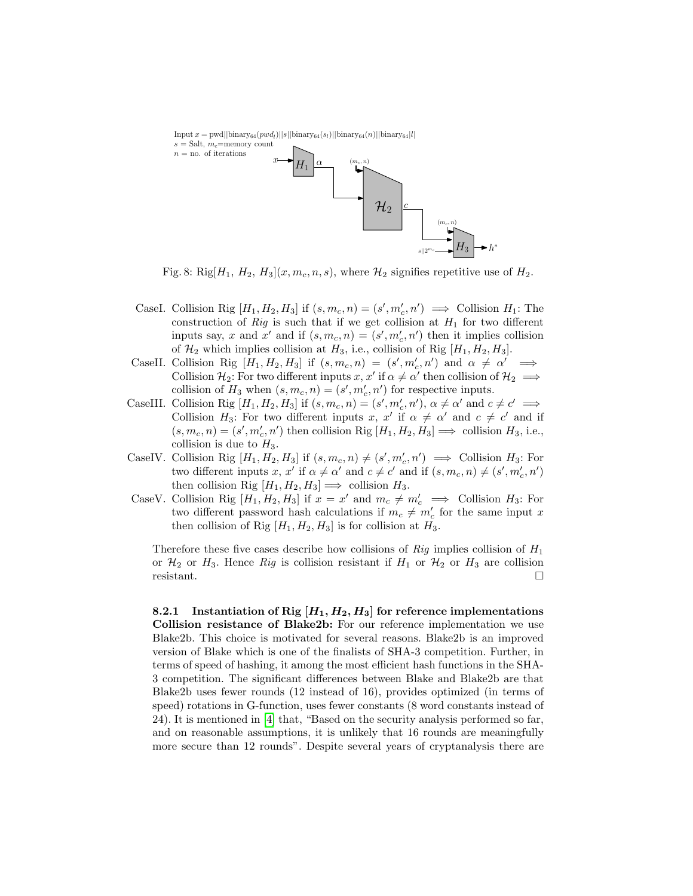Input $x = \text{pwd}||\text{binary}_{64}(pwd_l)||s||\text{binary}_{64}(s_l)||\text{binary}_{64}(n)||\text{binary}_{64}|l|$
$s$ = Salt, $m_c$=memory count
$n$ = no. of iterations

Fig. 8: Rig[$H_1$, $H_2$, $H_3$]$(x, m_c, n, s)$, where $\mathcal{H}_2$ signifies repetitive use of $H_2$.

CaseI. Collision Rig $[H_1, H_2, H_3]$ if $(s, m_c, n) = (s', m_c', n') \implies$ Collision $H_1$: The construction of *Rig* is such that if we get collision at $H_1$ for two different inputs say, $x$ and $x'$ and if $(s, m_c, n) = (s', m_c', n')$ then it implies collision of $\mathcal{H}_2$ which implies collision at $H_3$, i.e., collision of Rig $[H_1, H_2, H_3]$.

CaseII. Collision Rig $[H_1, H_2, H_3]$ if $(s, m_c, n) = (s', m_c', n')$ and $\alpha \neq \alpha' \implies$ Collision $\mathcal{H}_2$: For two different inputs $x, x'$ if $\alpha \neq \alpha'$ then collision of $\mathcal{H}_2 \implies$ collision of $H_3$ when $(s, m_c, n) = (s', m_c', n')$ for respective inputs.

CaseIII. Collision Rig $[H_1, H_2, H_3]$ if $(s, m_c, n) = (s', m_c', n')$, $\alpha \neq \alpha'$ and $c \neq c' \implies$ Collision $H_3$: For two different inputs $x$, $x'$ if $\alpha \neq \alpha'$ and $c \neq c'$ and if $(s, m_c, n) = (s', m_c', n')$ then collision Rig $[H_1, H_2, H_3] \implies$ collision $H_3$, i.e., collision is due to $H_3$.

CaseIV. Collision Rig $[H_1, H_2, H_3]$ if $(s, m_c, n) \neq (s', m_c', n') \implies$ Collision $H_3$: For two different inputs $x$, $x'$ if $\alpha \neq \alpha'$ and $c \neq c'$ and if $(s, m_c, n) \neq (s', m_c', n')$ then collision Rig $[H_1, H_2, H_3] \implies$ collision $H_3$.

CaseV. Collision Rig $[H_1, H_2, H_3]$ if $x = x'$ and $m_c \neq m_c' \implies$ Collision $H_3$: For two different password hash calculations if $m_c \neq m_c'$ for the same input $x$ then collision of Rig $[H_1, H_2, H_3]$ is for collision at $H_3$.

Therefore these five cases describe how collisions of *Rig* implies collision of $H_1$ or $\mathcal{H}_2$ or $H_3$. Hence *Rig* is collision resistant if $H_1$ or $\mathcal{H}_2$ or $H_3$ are collision resistant. □

#### 8.2.1 Instantiation of Rig $[H_1, H_2, H_3]$ for reference implementations

**Collision resistance of Blake2b:** For our reference implementation we use Blake2b. This choice is motivated for several reasons. Blake2b is an improved version of Blake which is one of the finalists of SHA-3 competition. Further, in terms of speed of hashing, it among the most efficient hash functions in the SHA-3 competition. The significant differences between Blake and Blake2b are that Blake2b uses fewer rounds (12 instead of 16), provides optimized (in terms of speed) rotations in G-function, uses fewer constants (8 word constants instead of 24). It is mentioned in [4] that, "Based on the security analysis performed so far, and on reasonable assumptions, it is unlikely that 16 rounds are meaningfully more secure than 12 rounds". Despite several years of cryptanalysis there are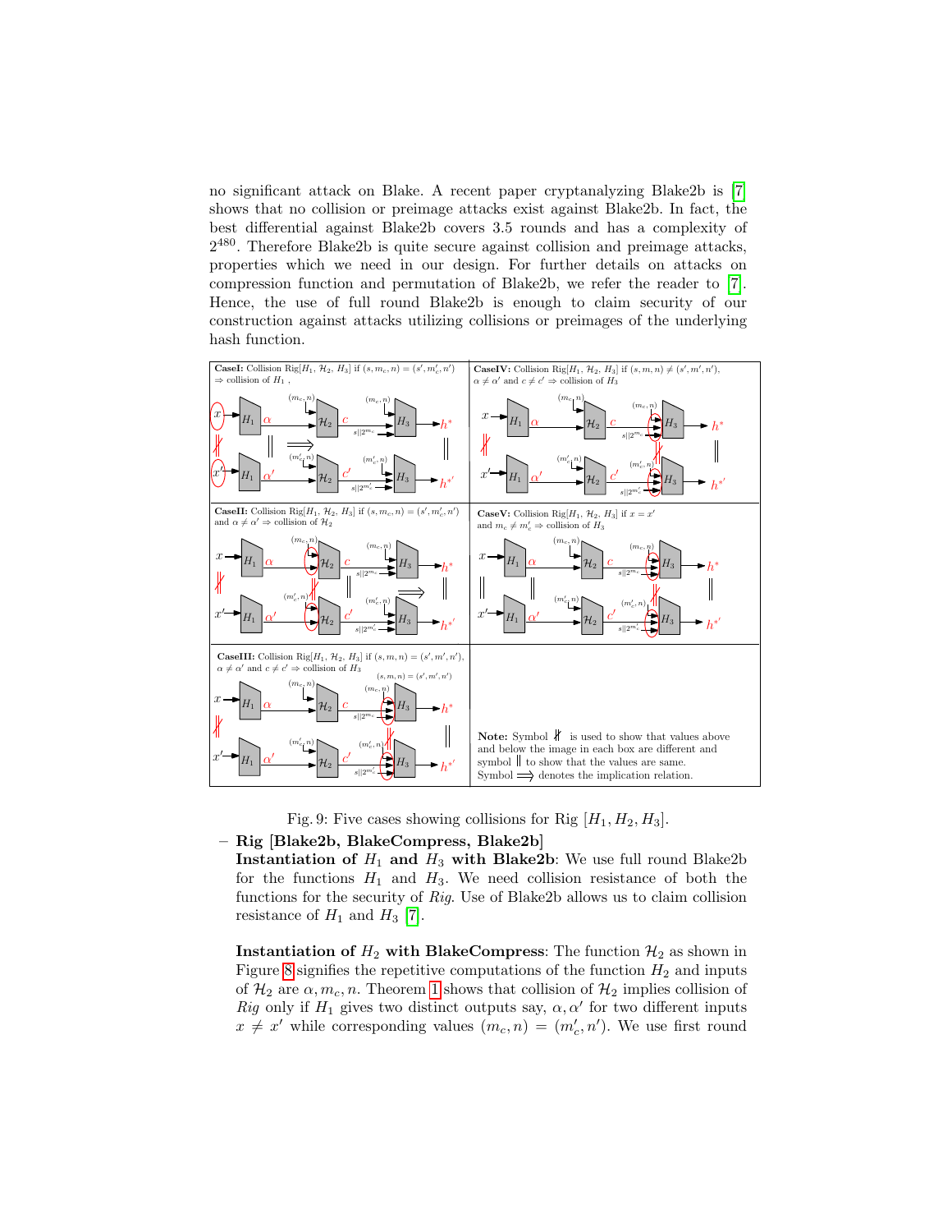no significant attack on Blake. A recent paper cryptanalyzing Blake2b is [7] shows that no collision or preimage attacks exist against Blake2b. In fact, the best differential against Blake2b covers 3.5 rounds and has a complexity of $2^{480}$. Therefore Blake2b is quite secure against collision and preimage attacks, properties which we need in our design. For further details on attacks on compression function and permutation of Blake2b, we refer the reader to [7]. Hence, the use of full round Blake2b is enough to claim security of our construction against attacks utilizing collisions or preimages of the underlying hash function.

**CaseI:** Collision Rig$[H_1, \mathcal{H}_2, H_3]$ if $(s, m_c, n) = (s', m'_c, n')$ $\Rightarrow$ collision of $H_1$ ,

**CaseII:** Collision Rig$[H_1, \mathcal{H}_2, H_3]$ if $(s, m_c, n) = (s', m'_c, n')$ and $\alpha \neq \alpha' \Rightarrow$ collision of $\mathcal{H}_2$

**CaseIII:** Collision Rig$[H_1, \mathcal{H}_2, H_3]$ if $(s, m, n) = (s', m', n')$, $\alpha \neq \alpha'$ and $c \neq c' \Rightarrow$ collision of $H_3$

**CaseIV:** Collision Rig$[H_1, \mathcal{H}_2, H_3]$ if $(s, m, n) \neq (s', m', n')$, $\alpha \neq \alpha'$ and $c \neq c' \Rightarrow$ collision of $H_3$

**CaseV:** Collision Rig$[H_1, \mathcal{H}_2, H_3]$ if $x = x'$ and $m_c \neq m'_c \Rightarrow$ collision of $H_3$

**Note:** Symbol $\nparallel$ is used to show that values above and below the image in each box are different and symbol $\parallel$ to show that the values are same. Symbol $\Longrightarrow$ denotes the implication relation.

Fig. 9: Five cases showing collisions for Rig $[H_1, H_2, H_3]$.

– **Rig [Blake2b, BlakeCompress, Blake2b]**
  **Instantiation of $H_1$ and $H_3$ with Blake2b**: We use full round Blake2b for the functions $H_1$ and $H_3$. We need collision resistance of both the functions for the security of *Rig*. Use of Blake2b allows us to claim collision resistance of $H_1$ and $H_3$ [7].

  **Instantiation of $H_2$ with BlakeCompress**: The function $\mathcal{H}_2$ as shown in Figure 8 signifies the repetitive computations of the function $H_2$ and inputs of $\mathcal{H}_2$ are $\alpha, m_c, n$. Theorem 1 shows that collision of $\mathcal{H}_2$ implies collision of *Rig* only if $H_1$ gives two distinct outputs say, $\alpha, \alpha'$ for two different inputs $x \neq x'$ while corresponding values $(m_c, n) = (m'_c, n')$. We use first round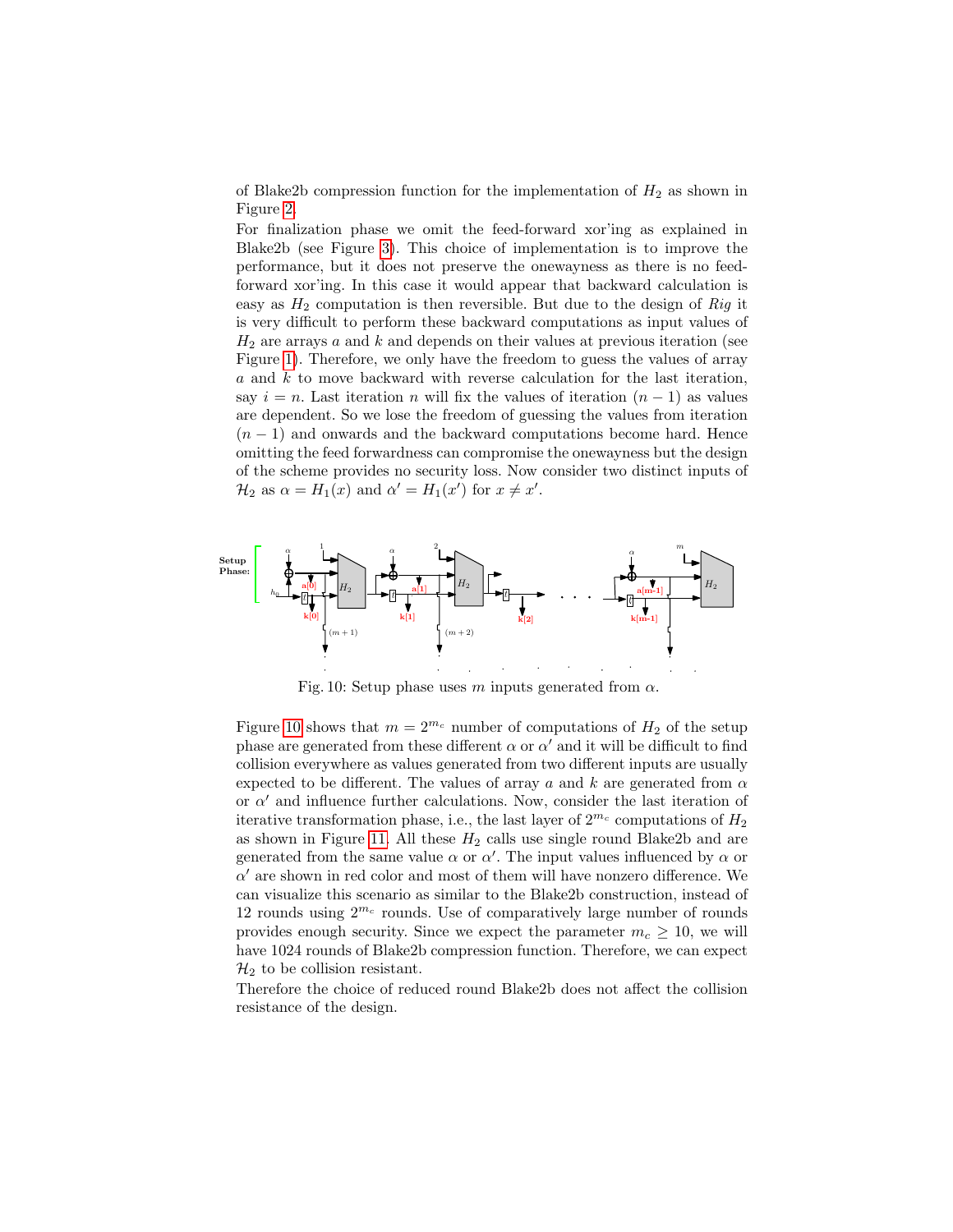of Blake2b compression function for the implementation of $H_2$ as shown in Figure 2.

For finalization phase we omit the feed-forward xor'ing as explained in Blake2b (see Figure 3). This choice of implementation is to improve the performance, but it does not preserve the onewayness as there is no feed-forward xor'ing. In this case it would appear that backward calculation is easy as $H_2$ computation is then reversible. But due to the design of *Rig* it is very difficult to perform these backward computations as input values of $H_2$ are arrays $a$ and $k$ and depends on their values at previous iteration (see Figure 1). Therefore, we only have the freedom to guess the values of array $a$ and $k$ to move backward with reverse calculation for the last iteration, say $i = n$. Last iteration $n$ will fix the values of iteration $(n-1)$ as values are dependent. So we lose the freedom of guessing the values from iteration $(n-1)$ and onwards and the backward computations become hard. Hence omitting the feed forwardness can compromise the onewayness but the design of the scheme provides no security loss. Now consider two distinct inputs of $\mathcal{H}_2$ as $\alpha = H_1(x)$ and $\alpha' = H_1(x')$ for $x \neq x'$.

Fig. 10: Setup phase uses $m$ inputs generated from $\alpha$.

Figure 10 shows that $m = 2^{m_c}$ number of computations of $H_2$ of the setup phase are generated from these different $\alpha$ or $\alpha'$ and it will be difficult to find collision everywhere as values generated from two different inputs are usually expected to be different. The values of array $a$ and $k$ are generated from $\alpha$ or $\alpha'$ and influence further calculations. Now, consider the last iteration of iterative transformation phase, i.e., the last layer of $2^{m_c}$ computations of $H_2$ as shown in Figure 11. All these $H_2$ calls use single round Blake2b and are generated from the same value $\alpha$ or $\alpha'$. The input values influenced by $\alpha$ or $\alpha'$ are shown in red color and most of them will have nonzero difference. We can visualize this scenario as similar to the Blake2b construction, instead of 12 rounds using $2^{m_c}$ rounds. Use of comparatively large number of rounds provides enough security. Since we expect the parameter $m_c \geq 10$, we will have 1024 rounds of Blake2b compression function. Therefore, we can expect $\mathcal{H}_2$ to be collision resistant.

Therefore the choice of reduced round Blake2b does not affect the collision resistance of the design.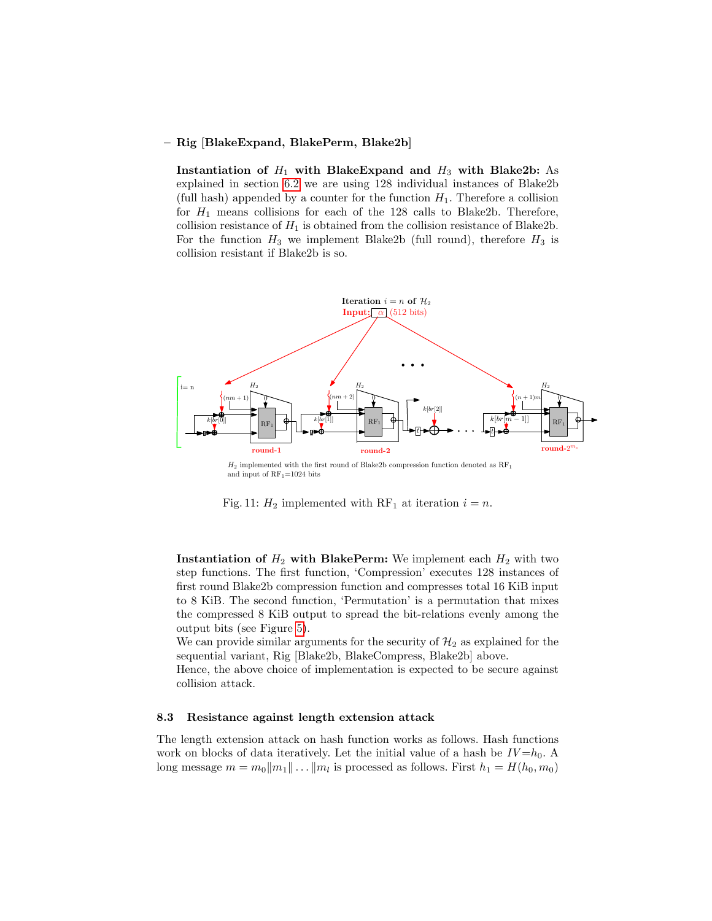– **Rig [BlakeExpand, BlakePerm, Blake2b]**

**Instantiation of $H_1$ with BlakeExpand and $H_3$ with Blake2b:** As explained in section 6.2 we are using 128 individual instances of Blake2b (full hash) appended by a counter for the function $H_1$. Therefore a collision for $H_1$ means collisions for each of the 128 calls to Blake2b. Therefore, collision resistance of $H_1$ is obtained from the collision resistance of Blake2b. For the function $H_3$ we implement Blake2b (full round), therefore $H_3$ is collision resistant if Blake2b is so.

Fig. 11: $H_2$ implemented with $\text{RF}_1$ at iteration $i = n$.

**Instantiation of $H_2$ with BlakePerm:** We implement each $H_2$ with two step functions. The first function, 'Compression' executes 128 instances of first round Blake2b compression function and compresses total 16 KiB input to 8 KiB. The second function, 'Permutation' is a permutation that mixes the compressed 8 KiB output to spread the bit-relations evenly among the output bits (see Figure 5).
We can provide similar arguments for the security of $\mathcal{H}_2$ as explained for the sequential variant, Rig [Blake2b, BlakeCompress, Blake2b] above.
Hence, the above choice of implementation is expected to be secure against collision attack.

### 8.3 Resistance against length extension attack

The length extension attack on hash function works as follows. Hash functions work on blocks of data iteratively. Let the initial value of a hash be $IV{=}h_0$. A long message $m = m_0\|m_1\|\ldots\|m_l$ is processed as follows. First $h_1 = H(h_0, m_0)$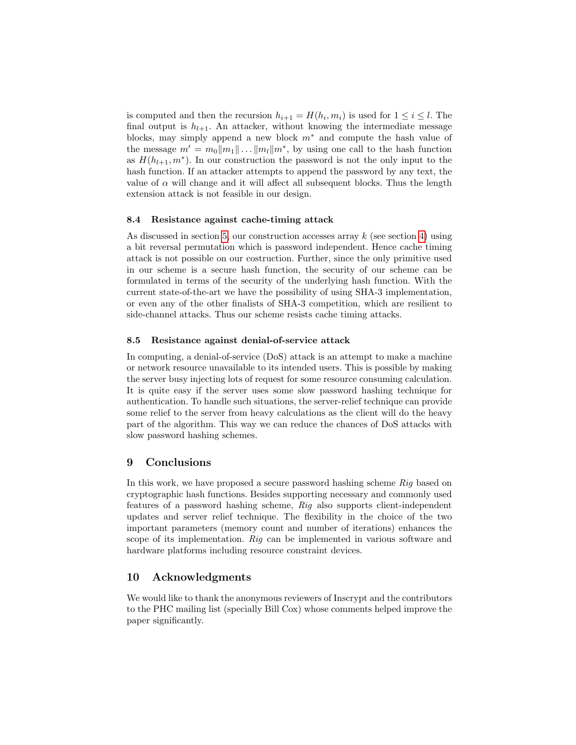is computed and then the recursion $h_{i+1} = H(h_i, m_i)$ is used for $1 \leq i \leq l$. The final output is $h_{l+1}$. An attacker, without knowing the intermediate message blocks, may simply append a new block $m^*$ and compute the hash value of the message $m' = m_0 \| m_1 \| \ldots \| m_l \| m^*$, by using one call to the hash function as $H(h_{l+1}, m^*)$. In our construction the password is not the only input to the hash function. If an attacker attempts to append the password by any text, the value of $\alpha$ will change and it will affect all subsequent blocks. Thus the length extension attack is not feasible in our design.

### 8.4 Resistance against cache-timing attack

As discussed in section 5, our construction accesses array $k$ (see section 4) using a bit reversal permutation which is password independent. Hence cache timing attack is not possible on our costruction. Further, since the only primitive used in our scheme is a secure hash function, the security of our scheme can be formulated in terms of the security of the underlying hash function. With the current state-of-the-art we have the possibility of using SHA-3 implementation, or even any of the other finalists of SHA-3 competition, which are resilient to side-channel attacks. Thus our scheme resists cache timing attacks.

### 8.5 Resistance against denial-of-service attack

In computing, a denial-of-service (DoS) attack is an attempt to make a machine or network resource unavailable to its intended users. This is possible by making the server busy injecting lots of request for some resource consuming calculation. It is quite easy if the server uses some slow password hashing technique for authentication. To handle such situations, the server-relief technique can provide some relief to the server from heavy calculations as the client will do the heavy part of the algorithm. This way we can reduce the chances of DoS attacks with slow password hashing schemes.

## 9 Conclusions

In this work, we have proposed a secure password hashing scheme *Rig* based on cryptographic hash functions. Besides supporting necessary and commonly used features of a password hashing scheme, *Rig* also supports client-independent updates and server relief technique. The flexibility in the choice of the two important parameters (memory count and number of iterations) enhances the scope of its implementation. *Rig* can be implemented in various software and hardware platforms including resource constraint devices.

## 10 Acknowledgments

We would like to thank the anonymous reviewers of Inscrypt and the contributors to the PHC mailing list (specially Bill Cox) whose comments helped improve the paper significantly.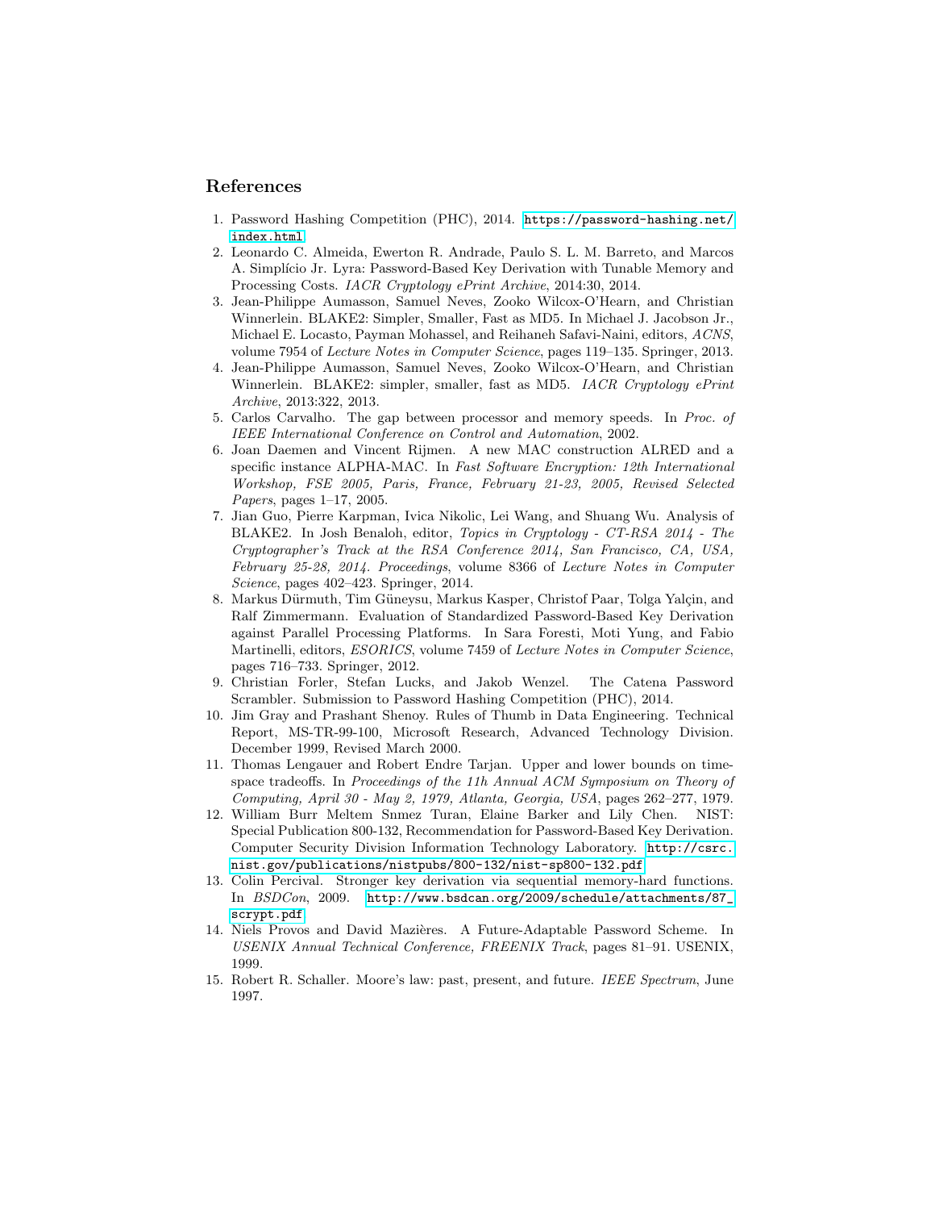## References

1. Password Hashing Competition (PHC), 2014. https://password-hashing.net/index.html
2. Leonardo C. Almeida, Ewerton R. Andrade, Paulo S. L. M. Barreto, and Marcos A. Simplício Jr. Lyra: Password-Based Key Derivation with Tunable Memory and Processing Costs. *IACR Cryptology ePrint Archive*, 2014:30, 2014.
3. Jean-Philippe Aumasson, Samuel Neves, Zooko Wilcox-O'Hearn, and Christian Winnerlein. BLAKE2: Simpler, Smaller, Fast as MD5. In Michael J. Jacobson Jr., Michael E. Locasto, Payman Mohassel, and Reihaneh Safavi-Naini, editors, *ACNS*, volume 7954 of *Lecture Notes in Computer Science*, pages 119–135. Springer, 2013.
4. Jean-Philippe Aumasson, Samuel Neves, Zooko Wilcox-O'Hearn, and Christian Winnerlein. BLAKE2: simpler, smaller, fast as MD5. *IACR Cryptology ePrint Archive*, 2013:322, 2013.
5. Carlos Carvalho. The gap between processor and memory speeds. In *Proc. of IEEE International Conference on Control and Automation*, 2002.
6. Joan Daemen and Vincent Rijmen. A new MAC construction ALRED and a specific instance ALPHA-MAC. In *Fast Software Encryption: 12th International Workshop, FSE 2005, Paris, France, February 21-23, 2005, Revised Selected Papers*, pages 1–17, 2005.
7. Jian Guo, Pierre Karpman, Ivica Nikolic, Lei Wang, and Shuang Wu. Analysis of BLAKE2. In Josh Benaloh, editor, *Topics in Cryptology - CT-RSA 2014 - The Cryptographer's Track at the RSA Conference 2014, San Francisco, CA, USA, February 25-28, 2014. Proceedings*, volume 8366 of *Lecture Notes in Computer Science*, pages 402–423. Springer, 2014.
8. Markus Dürmuth, Tim Güneysu, Markus Kasper, Christof Paar, Tolga Yalçin, and Ralf Zimmermann. Evaluation of Standardized Password-Based Key Derivation against Parallel Processing Platforms. In Sara Foresti, Moti Yung, and Fabio Martinelli, editors, *ESORICS*, volume 7459 of *Lecture Notes in Computer Science*, pages 716–733. Springer, 2012.
9. Christian Forler, Stefan Lucks, and Jakob Wenzel. The Catena Password Scrambler. Submission to Password Hashing Competition (PHC), 2014.
10. Jim Gray and Prashant Shenoy. Rules of Thumb in Data Engineering. Technical Report, MS-TR-99-100, Microsoft Research, Advanced Technology Division. December 1999, Revised March 2000.
11. Thomas Lengauer and Robert Endre Tarjan. Upper and lower bounds on time-space tradeoffs. In *Proceedings of the 11h Annual ACM Symposium on Theory of Computing, April 30 - May 2, 1979, Atlanta, Georgia, USA*, pages 262–277, 1979.
12. William Burr Meltem Snmez Turan, Elaine Barker and Lily Chen. NIST: Special Publication 800-132, Recommendation for Password-Based Key Derivation. Computer Security Division Information Technology Laboratory. http://csrc.nist.gov/publications/nistpubs/800-132/nist-sp800-132.pdf
13. Colin Percival. Stronger key derivation via sequential memory-hard functions. In *BSDCon*, 2009. http://www.bsdcan.org/2009/schedule/attachments/87_scrypt.pdf
14. Niels Provos and David Mazières. A Future-Adaptable Password Scheme. In *USENIX Annual Technical Conference, FREENIX Track*, pages 81–91. USENIX, 1999.
15. Robert R. Schaller. Moore's law: past, present, and future. *IEEE Spectrum*, June 1997.